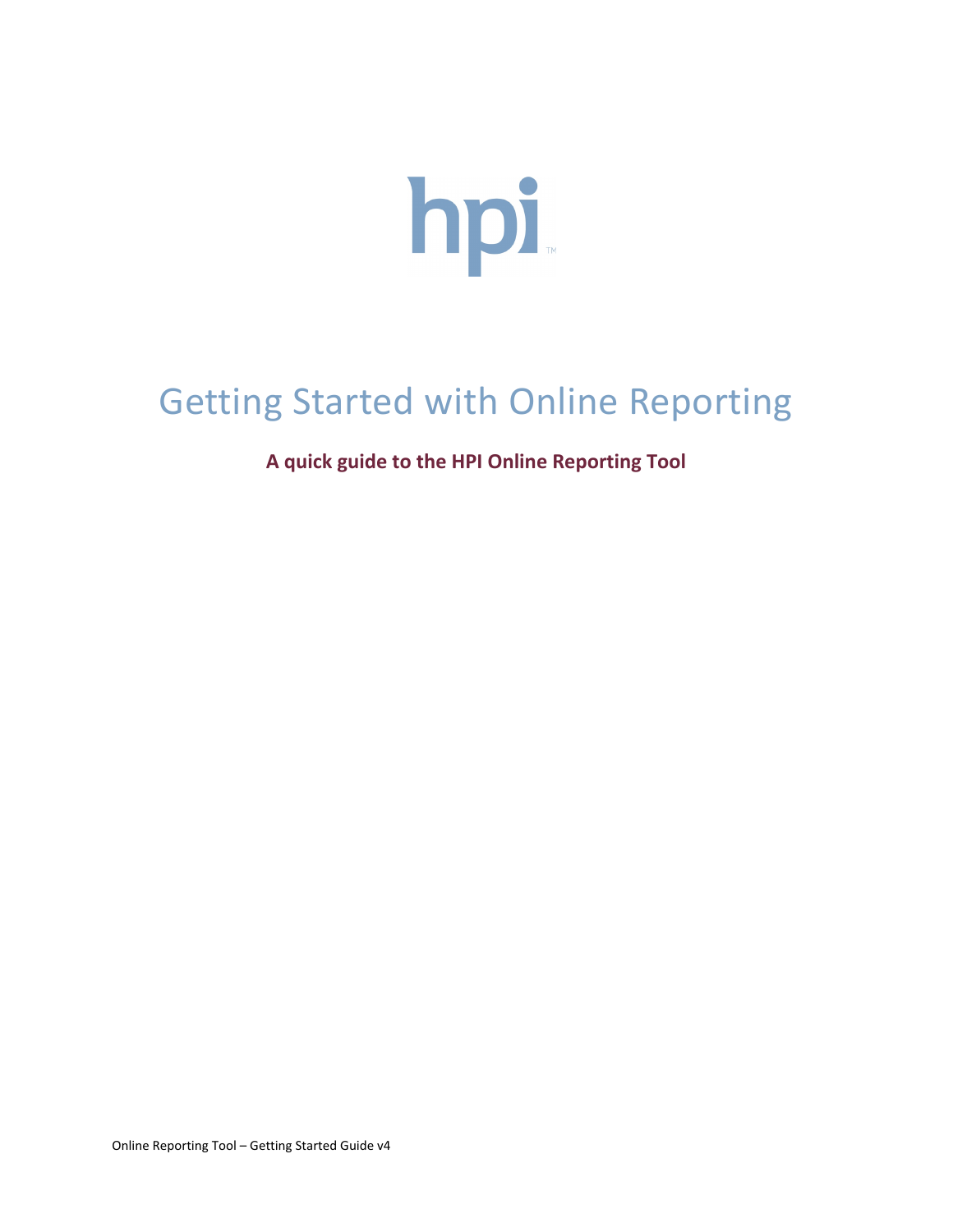hpi™

# Getting Started with Online Reporting

**A quick guide to the HPI Online Reporting Tool**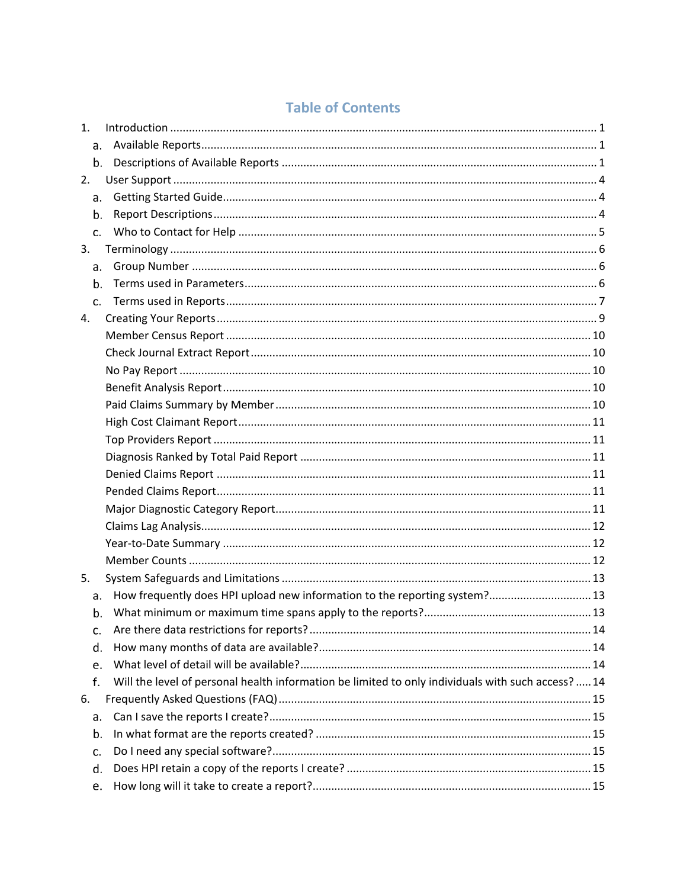# Table of Contents

1. Introduction ........................................................................................................................ 1
   a. Available Reports ........................................................................................................ 1
   b. Descriptions of Available Reports ............................................................................... 1
2. User Support ...................................................................................................................... 4
   a. Getting Started Guide .................................................................................................. 4
   b. Report Descriptions ..................................................................................................... 4
   c. Who to Contact for Help .............................................................................................. 5
3. Terminology ....................................................................................................................... 6
   a. Group Number ............................................................................................................. 6
   b. Terms used in Parameters ............................................................................................ 6
   c. Terms used in Reports .................................................................................................. 7
4. Creating Your Reports ........................................................................................................ 9
   - Member Census Report .................................................................................................. 10
   - Check Journal Extract Report ......................................................................................... 10
   - No Pay Report ................................................................................................................ 10
   - Benefit Analysis Report .................................................................................................. 10
   - Paid Claims Summary by Member ................................................................................. 10
   - High Cost Claimant Report ............................................................................................. 11
   - Top Providers Report ..................................................................................................... 11
   - Diagnosis Ranked by Total Paid Report .......................................................................... 11
   - Denied Claims Report .................................................................................................... 11
   - Pended Claims Report .................................................................................................... 11
   - Major Diagnostic Category Report .................................................................................. 11
   - Claims Lag Analysis ........................................................................................................ 12
   - Year-to-Date Summary ................................................................................................... 12
   - Member Counts .............................................................................................................. 12
5. System Safeguards and Limitations .................................................................................. 13
   a. How frequently does HPI upload new information to the reporting system? ................ 13
   b. What minimum or maximum time spans apply to the reports? ...................................... 13
   c. Are there data restrictions for reports? ......................................................................... 14
   d. How many months of data are available? ...................................................................... 14
   e. What level of detail will be available? ........................................................................... 14
   f. Will the level of personal health information be limited to only individuals with such access? ..... 14
6. Frequently Asked Questions (FAQ) .................................................................................... 15
   a. Can I save the reports I create? .................................................................................... 15
   b. In what format are the reports created? ....................................................................... 15
   c. Do I need any special software? ................................................................................... 15
   d. Does HPI retain a copy of the reports I create? ............................................................. 15
   e. How long will it take to create a report? ....................................................................... 15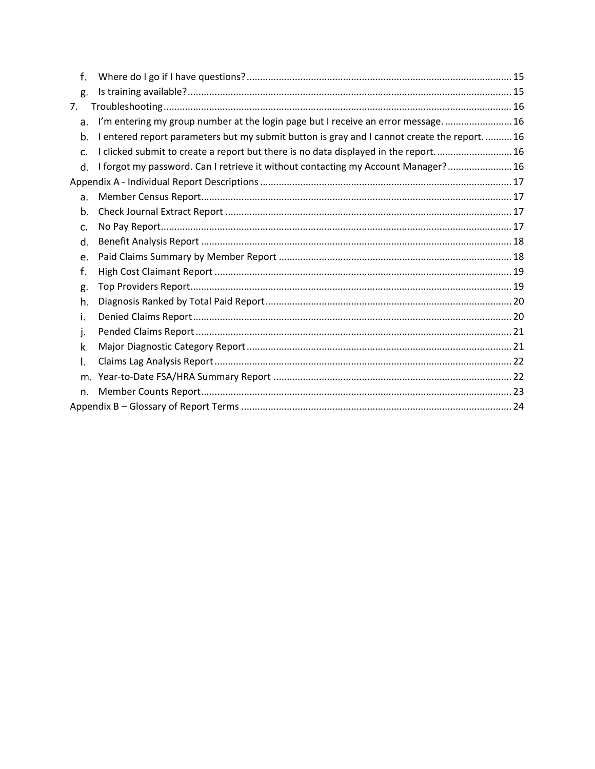f. Where do I go if I have questions? ..... 15
g. Is training available? ..... 15

7. Troubleshooting ..... 16
   a. I'm entering my group number at the login page but I receive an error message. ..... 16
   b. I entered report parameters but my submit button is gray and I cannot create the report. ..... 16
   c. I clicked submit to create a report but there is no data displayed in the report. ..... 16
   d. I forgot my password. Can I retrieve it without contacting my Account Manager? ..... 16

Appendix A - Individual Report Descriptions ..... 17
   a. Member Census Report ..... 17
   b. Check Journal Extract Report ..... 17
   c. No Pay Report ..... 17
   d. Benefit Analysis Report ..... 18
   e. Paid Claims Summary by Member Report ..... 18
   f. High Cost Claimant Report ..... 19
   g. Top Providers Report ..... 19
   h. Diagnosis Ranked by Total Paid Report ..... 20
   i. Denied Claims Report ..... 20
   j. Pended Claims Report ..... 21
   k. Major Diagnostic Category Report ..... 21
   l. Claims Lag Analysis Report ..... 22
   m. Year-to-Date FSA/HRA Summary Report ..... 22
   n. Member Counts Report ..... 23

Appendix B – Glossary of Report Terms ..... 24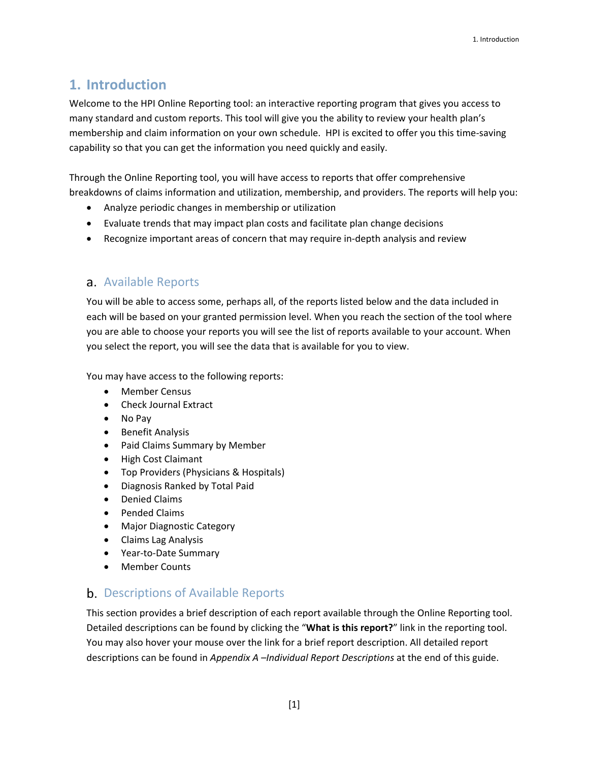# 1. Introduction

Welcome to the HPI Online Reporting tool: an interactive reporting program that gives you access to many standard and custom reports. This tool will give you the ability to review your health plan's membership and claim information on your own schedule. HPI is excited to offer you this time-saving capability so that you can get the information you need quickly and easily.

Through the Online Reporting tool, you will have access to reports that offer comprehensive breakdowns of claims information and utilization, membership, and providers. The reports will help you:

- Analyze periodic changes in membership or utilization
- Evaluate trends that may impact plan costs and facilitate plan change decisions
- Recognize important areas of concern that may require in-depth analysis and review

## a. Available Reports

You will be able to access some, perhaps all, of the reports listed below and the data included in each will be based on your granted permission level. When you reach the section of the tool where you are able to choose your reports you will see the list of reports available to your account. When you select the report, you will see the data that is available for you to view.

You may have access to the following reports:

- Member Census
- Check Journal Extract
- No Pay
- Benefit Analysis
- Paid Claims Summary by Member
- High Cost Claimant
- Top Providers (Physicians & Hospitals)
- Diagnosis Ranked by Total Paid
- Denied Claims
- Pended Claims
- Major Diagnostic Category
- Claims Lag Analysis
- Year-to-Date Summary
- Member Counts

## b. Descriptions of Available Reports

This section provides a brief description of each report available through the Online Reporting tool. Detailed descriptions can be found by clicking the "**What is this report?**" link in the reporting tool. You may also hover your mouse over the link for a brief report description. All detailed report descriptions can be found in *Appendix A –Individual Report Descriptions* at the end of this guide.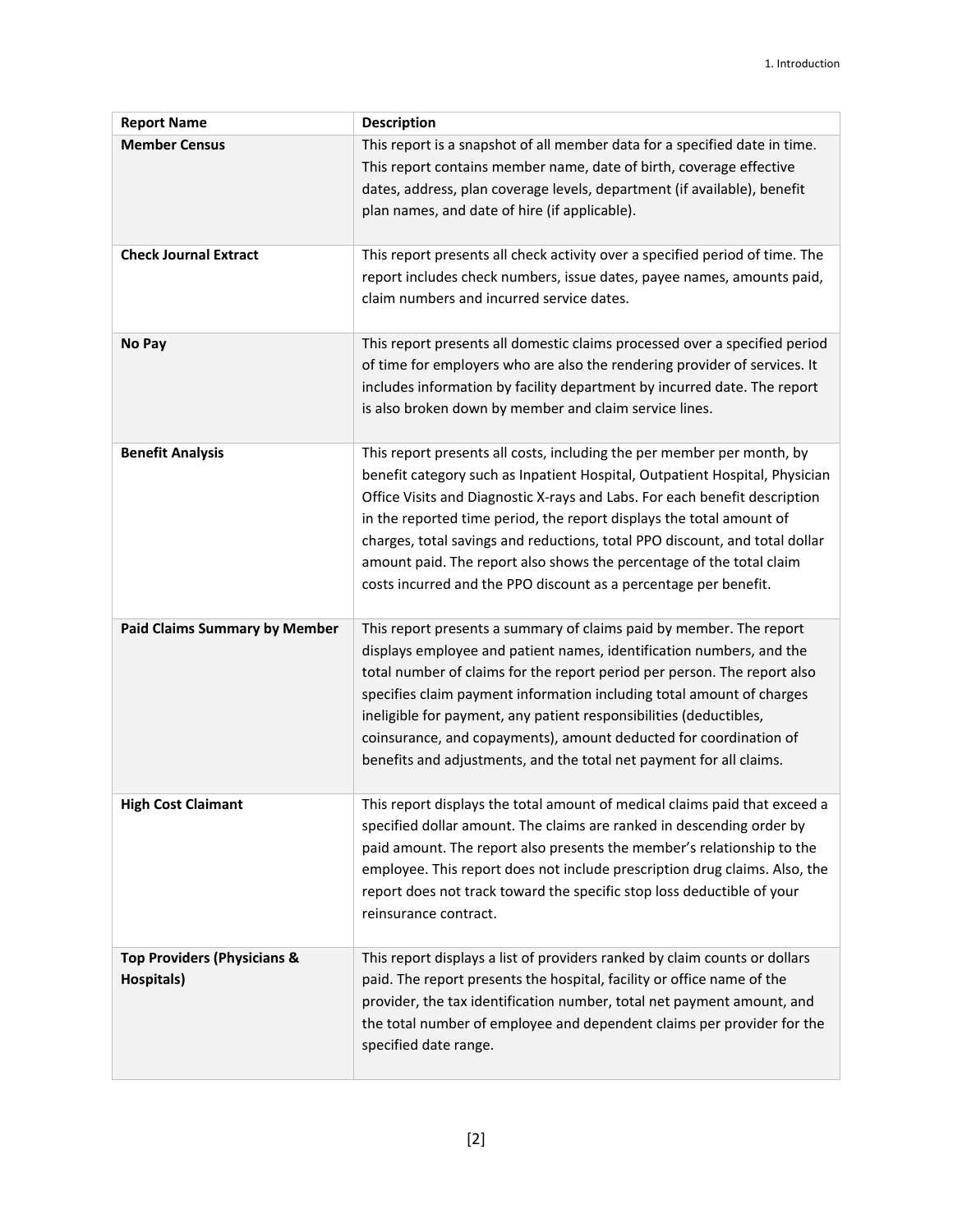| Report Name | Description |
|---|---|
| **Member Census** | This report is a snapshot of all member data for a specified date in time. This report contains member name, date of birth, coverage effective dates, address, plan coverage levels, department (if available), benefit plan names, and date of hire (if applicable). |
| **Check Journal Extract** | This report presents all check activity over a specified period of time. The report includes check numbers, issue dates, payee names, amounts paid, claim numbers and incurred service dates. |
| **No Pay** | This report presents all domestic claims processed over a specified period of time for employers who are also the rendering provider of services. It includes information by facility department by incurred date. The report is also broken down by member and claim service lines. |
| **Benefit Analysis** | This report presents all costs, including the per member per month, by benefit category such as Inpatient Hospital, Outpatient Hospital, Physician Office Visits and Diagnostic X-rays and Labs. For each benefit description in the reported time period, the report displays the total amount of charges, total savings and reductions, total PPO discount, and total dollar amount paid. The report also shows the percentage of the total claim costs incurred and the PPO discount as a percentage per benefit. |
| **Paid Claims Summary by Member** | This report presents a summary of claims paid by member. The report displays employee and patient names, identification numbers, and the total number of claims for the report period per person. The report also specifies claim payment information including total amount of charges ineligible for payment, any patient responsibilities (deductibles, coinsurance, and copayments), amount deducted for coordination of benefits and adjustments, and the total net payment for all claims. |
| **High Cost Claimant** | This report displays the total amount of medical claims paid that exceed a specified dollar amount. The claims are ranked in descending order by paid amount. The report also presents the member's relationship to the employee. This report does not include prescription drug claims. Also, the report does not track toward the specific stop loss deductible of your reinsurance contract. |
| **Top Providers (Physicians & Hospitals)** | This report displays a list of providers ranked by claim counts or dollars paid. The report presents the hospital, facility or office name of the provider, the tax identification number, total net payment amount, and the total number of employee and dependent claims per provider for the specified date range. |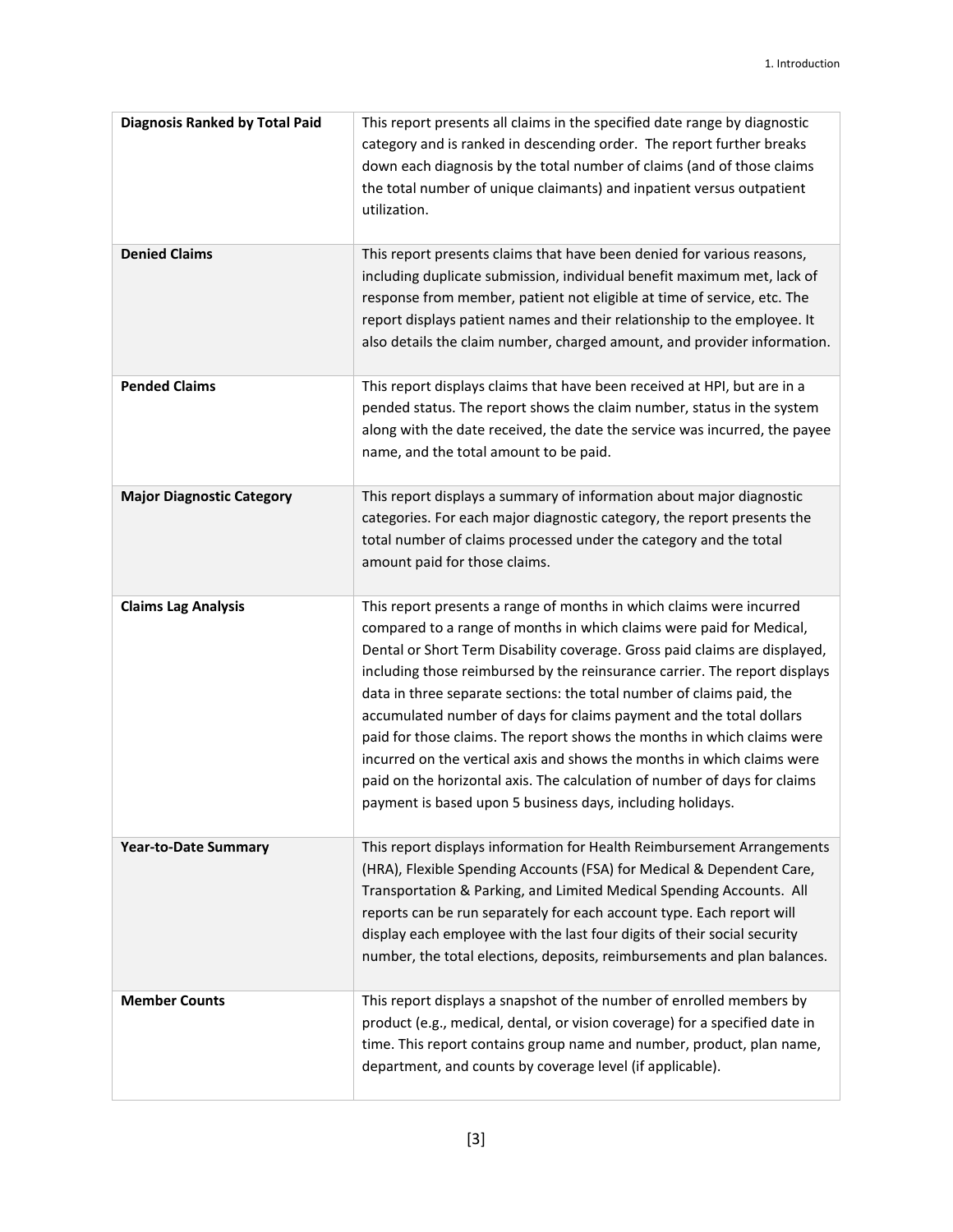| | |
|---|---|
| **Diagnosis Ranked by Total Paid** | This report presents all claims in the specified date range by diagnostic category and is ranked in descending order. The report further breaks down each diagnosis by the total number of claims (and of those claims the total number of unique claimants) and inpatient versus outpatient utilization. |
| **Denied Claims** | This report presents claims that have been denied for various reasons, including duplicate submission, individual benefit maximum met, lack of response from member, patient not eligible at time of service, etc. The report displays patient names and their relationship to the employee. It also details the claim number, charged amount, and provider information. |
| **Pended Claims** | This report displays claims that have been received at HPI, but are in a pended status. The report shows the claim number, status in the system along with the date received, the date the service was incurred, the payee name, and the total amount to be paid. |
| **Major Diagnostic Category** | This report displays a summary of information about major diagnostic categories. For each major diagnostic category, the report presents the total number of claims processed under the category and the total amount paid for those claims. |
| **Claims Lag Analysis** | This report presents a range of months in which claims were incurred compared to a range of months in which claims were paid for Medical, Dental or Short Term Disability coverage. Gross paid claims are displayed, including those reimbursed by the reinsurance carrier. The report displays data in three separate sections: the total number of claims paid, the accumulated number of days for claims payment and the total dollars paid for those claims. The report shows the months in which claims were incurred on the vertical axis and shows the months in which claims were paid on the horizontal axis. The calculation of number of days for claims payment is based upon 5 business days, including holidays. |
| **Year-to-Date Summary** | This report displays information for Health Reimbursement Arrangements (HRA), Flexible Spending Accounts (FSA) for Medical & Dependent Care, Transportation & Parking, and Limited Medical Spending Accounts. All reports can be run separately for each account type. Each report will display each employee with the last four digits of their social security number, the total elections, deposits, reimbursements and plan balances. |
| **Member Counts** | This report displays a snapshot of the number of enrolled members by product (e.g., medical, dental, or vision coverage) for a specified date in time. This report contains group name and number, product, plan name, department, and counts by coverage level (if applicable). |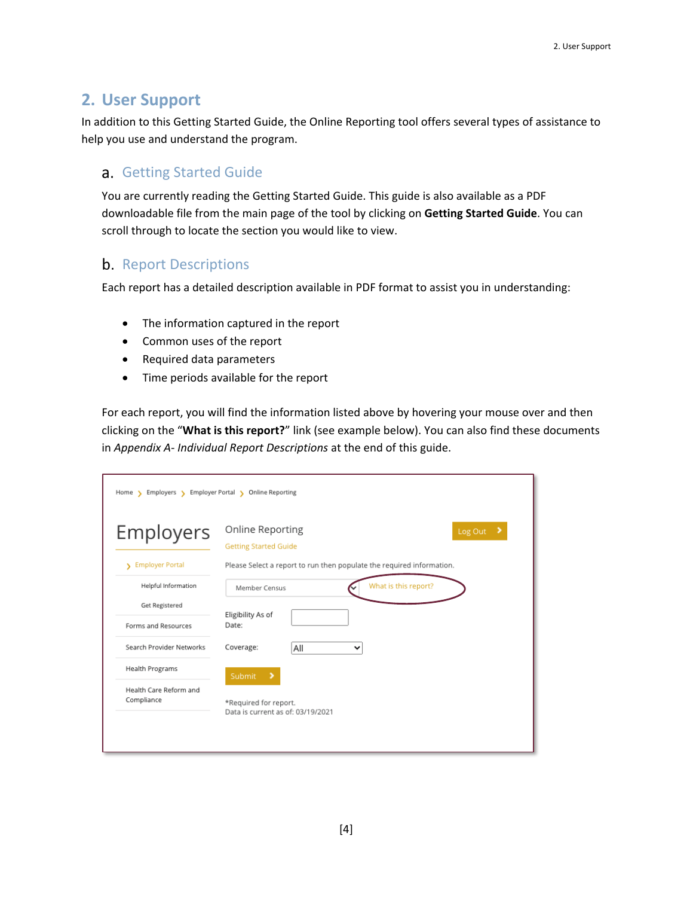## 2. User Support

In addition to this Getting Started Guide, the Online Reporting tool offers several types of assistance to help you use and understand the program.

### a. Getting Started Guide

You are currently reading the Getting Started Guide. This guide is also available as a PDF downloadable file from the main page of the tool by clicking on **Getting Started Guide**. You can scroll through to locate the section you would like to view.

### b. Report Descriptions

Each report has a detailed description available in PDF format to assist you in understanding:

- The information captured in the report
- Common uses of the report
- Required data parameters
- Time periods available for the report

For each report, you will find the information listed above by hovering your mouse over and then clicking on the "**What is this report?**" link (see example below). You can also find these documents in *Appendix A- Individual Report Descriptions* at the end of this guide.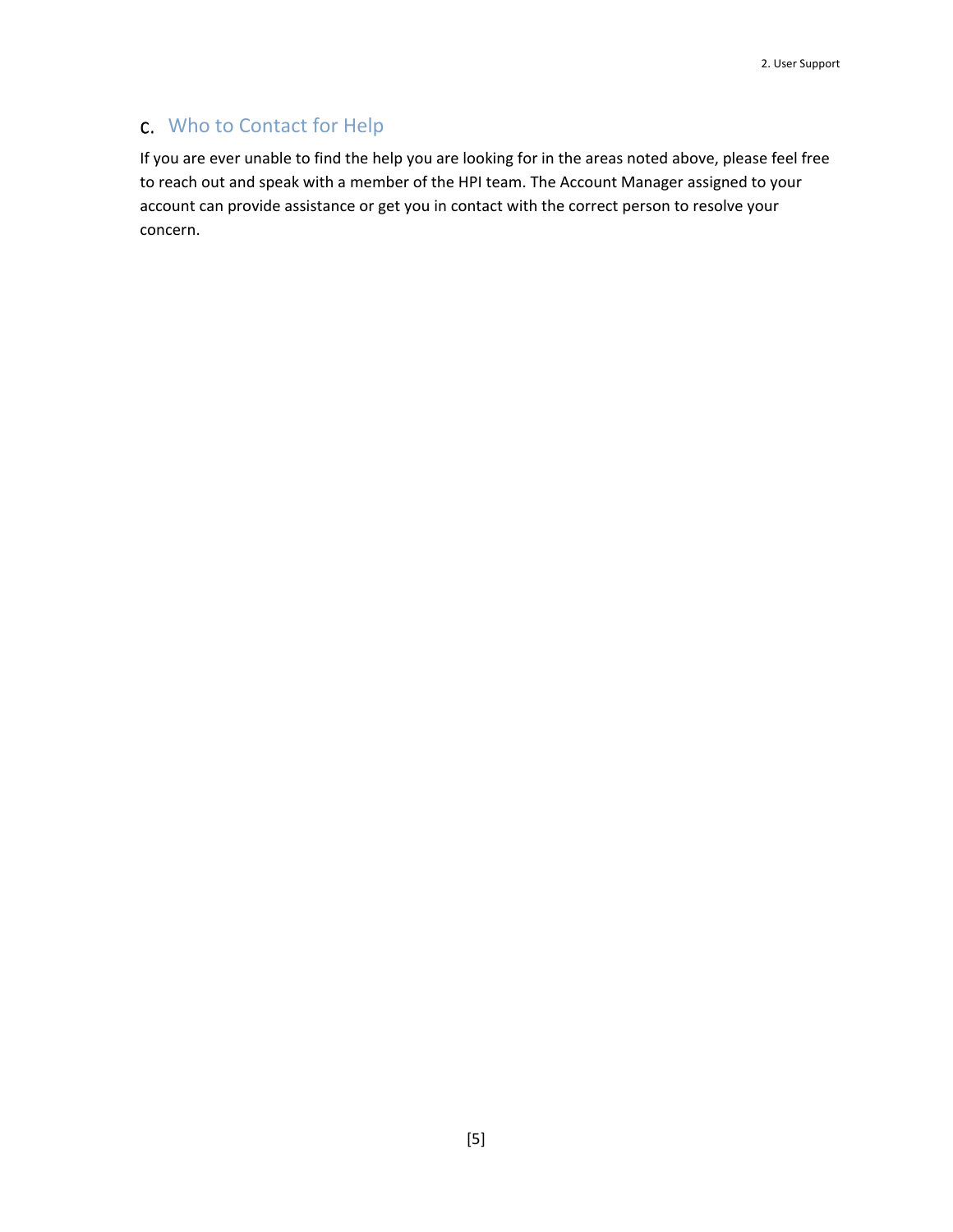## c. Who to Contact for Help

If you are ever unable to find the help you are looking for in the areas noted above, please feel free to reach out and speak with a member of the HPI team. The Account Manager assigned to your account can provide assistance or get you in contact with the correct person to resolve your concern.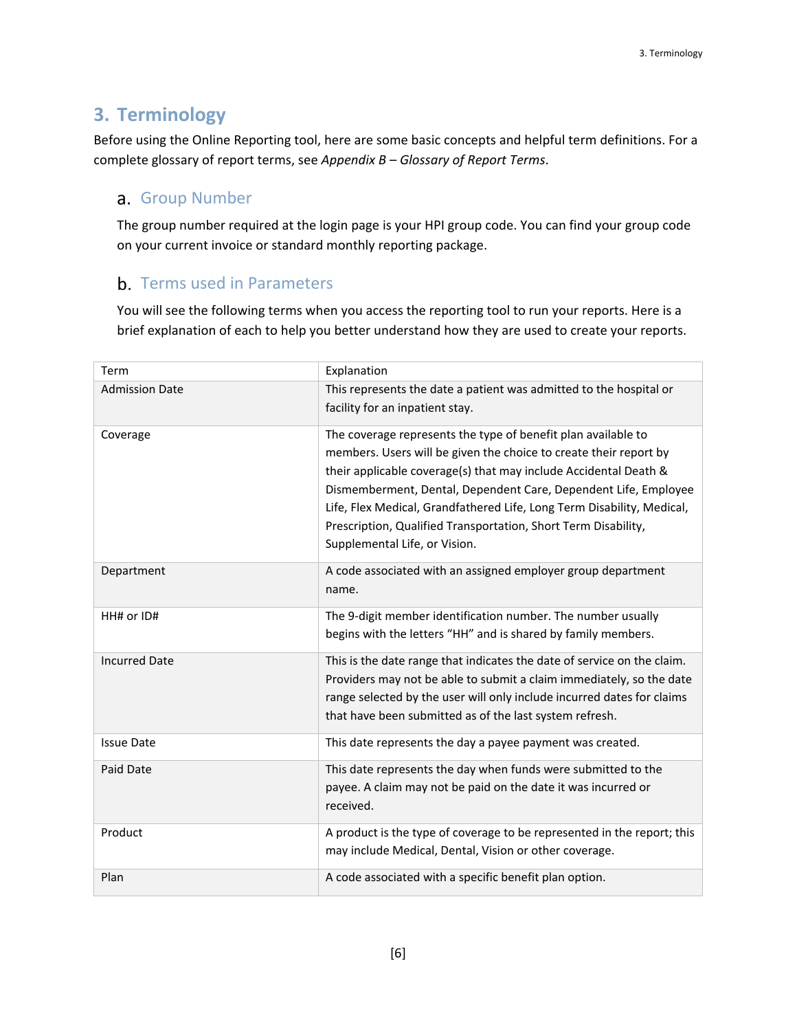# 3. Terminology

Before using the Online Reporting tool, here are some basic concepts and helpful term definitions. For a complete glossary of report terms, see *Appendix B – Glossary of Report Terms*.

## a. Group Number

The group number required at the login page is your HPI group code. You can find your group code on your current invoice or standard monthly reporting package.

## b. Terms used in Parameters

You will see the following terms when you access the reporting tool to run your reports. Here is a brief explanation of each to help you better understand how they are used to create your reports.

| Term | Explanation |
| --- | --- |
| Admission Date | This represents the date a patient was admitted to the hospital or facility for an inpatient stay. |
| Coverage | The coverage represents the type of benefit plan available to members. Users will be given the choice to create their report by their applicable coverage(s) that may include Accidental Death & Dismemberment, Dental, Dependent Care, Dependent Life, Employee Life, Flex Medical, Grandfathered Life, Long Term Disability, Medical, Prescription, Qualified Transportation, Short Term Disability, Supplemental Life, or Vision. |
| Department | A code associated with an assigned employer group department name. |
| HH# or ID# | The 9-digit member identification number. The number usually begins with the letters "HH" and is shared by family members. |
| Incurred Date | This is the date range that indicates the date of service on the claim. Providers may not be able to submit a claim immediately, so the date range selected by the user will only include incurred dates for claims that have been submitted as of the last system refresh. |
| Issue Date | This date represents the day a payee payment was created. |
| Paid Date | This date represents the day when funds were submitted to the payee. A claim may not be paid on the date it was incurred or received. |
| Product | A product is the type of coverage to be represented in the report; this may include Medical, Dental, Vision or other coverage. |
| Plan | A code associated with a specific benefit plan option. |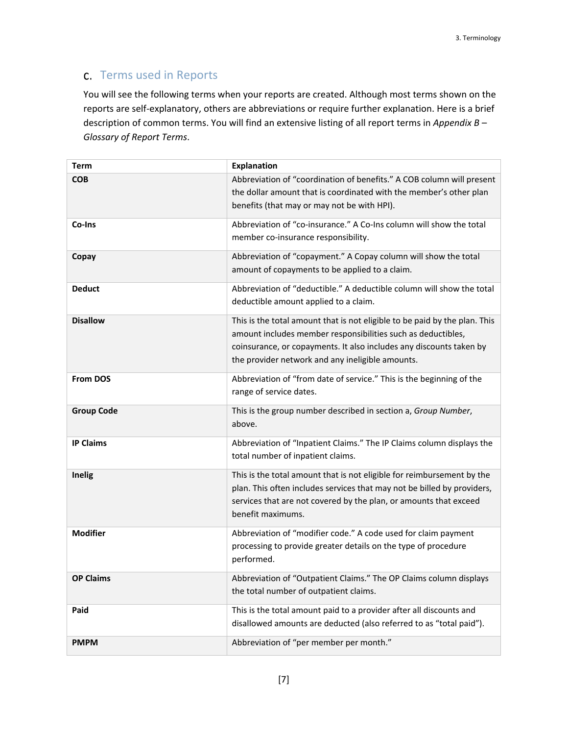## c. Terms used in Reports

You will see the following terms when your reports are created. Although most terms shown on the reports are self-explanatory, others are abbreviations or require further explanation. Here is a brief description of common terms. You will find an extensive listing of all report terms in *Appendix B – Glossary of Report Terms*.

| Term | Explanation |
|---|---|
| **COB** | Abbreviation of "coordination of benefits." A COB column will present the dollar amount that is coordinated with the member's other plan benefits (that may or may not be with HPI). |
| **Co-Ins** | Abbreviation of "co-insurance." A Co-Ins column will show the total member co-insurance responsibility. |
| **Copay** | Abbreviation of "copayment." A Copay column will show the total amount of copayments to be applied to a claim. |
| **Deduct** | Abbreviation of "deductible." A deductible column will show the total deductible amount applied to a claim. |
| **Disallow** | This is the total amount that is not eligible to be paid by the plan. This amount includes member responsibilities such as deductibles, coinsurance, or copayments. It also includes any discounts taken by the provider network and any ineligible amounts. |
| **From DOS** | Abbreviation of "from date of service." This is the beginning of the range of service dates. |
| **Group Code** | This is the group number described in section a, *Group Number*, above. |
| **IP Claims** | Abbreviation of "Inpatient Claims." The IP Claims column displays the total number of inpatient claims. |
| **Inelig** | This is the total amount that is not eligible for reimbursement by the plan. This often includes services that may not be billed by providers, services that are not covered by the plan, or amounts that exceed benefit maximums. |
| **Modifier** | Abbreviation of "modifier code." A code used for claim payment processing to provide greater details on the type of procedure performed. |
| **OP Claims** | Abbreviation of "Outpatient Claims." The OP Claims column displays the total number of outpatient claims. |
| **Paid** | This is the total amount paid to a provider after all discounts and disallowed amounts are deducted (also referred to as "total paid"). |
| **PMPM** | Abbreviation of "per member per month." |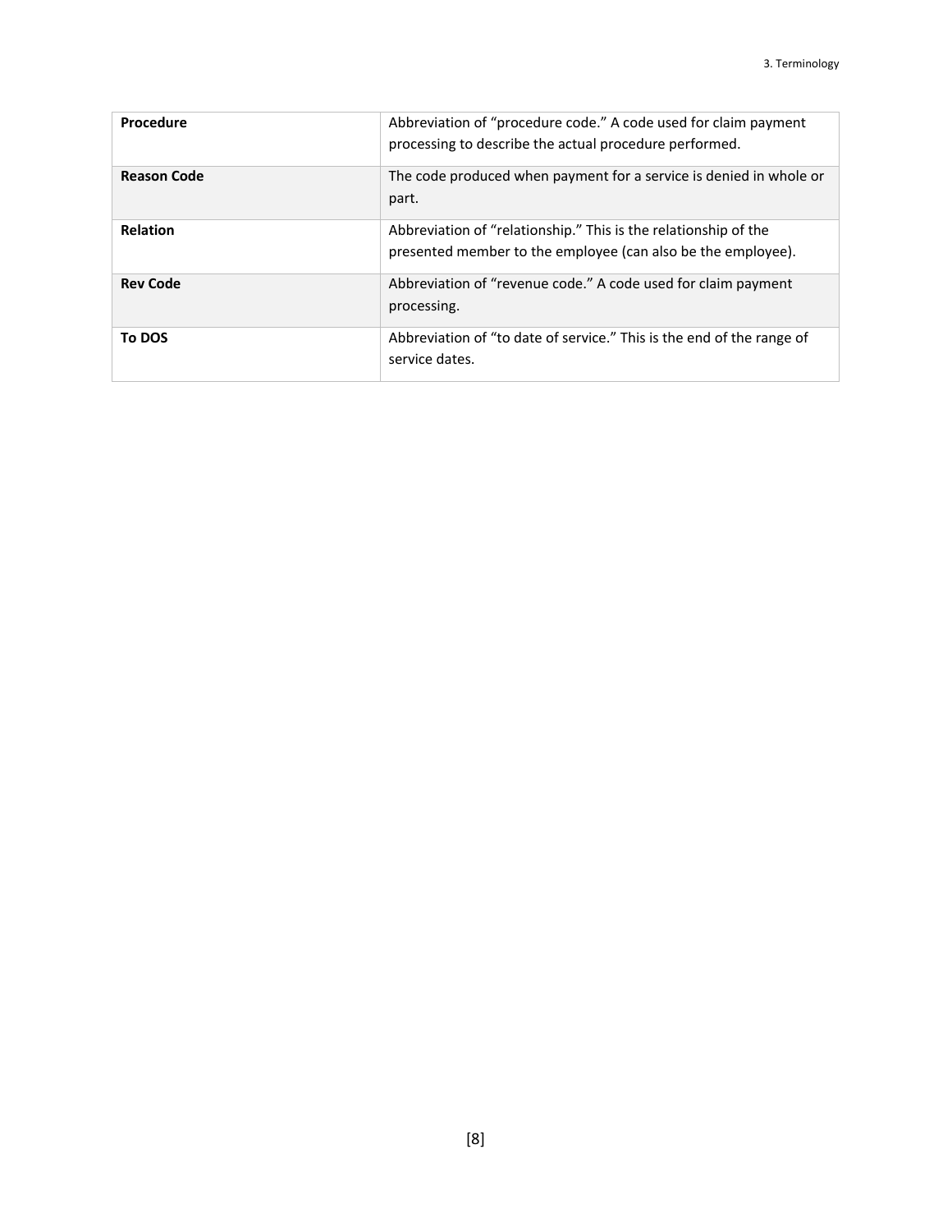| **Procedure** | Abbreviation of “procedure code.” A code used for claim payment processing to describe the actual procedure performed. |
|---|---|
| **Reason Code** | The code produced when payment for a service is denied in whole or part. |
| **Relation** | Abbreviation of “relationship.” This is the relationship of the presented member to the employee (can also be the employee). |
| **Rev Code** | Abbreviation of “revenue code.” A code used for claim payment processing. |
| **To DOS** | Abbreviation of “to date of service.” This is the end of the range of service dates. |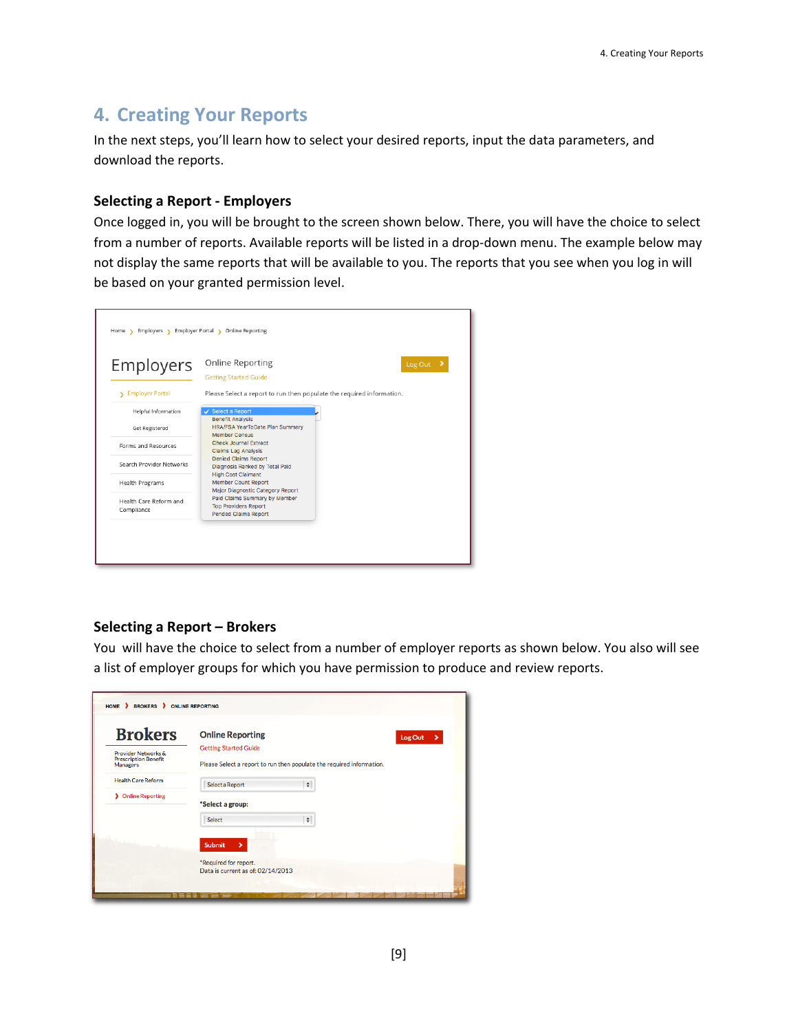# 4. Creating Your Reports

In the next steps, you'll learn how to select your desired reports, input the data parameters, and download the reports.

### Selecting a Report - Employers

Once logged in, you will be brought to the screen shown below. There, you will have the choice to select from a number of reports. Available reports will be listed in a drop-down menu. The example below may not display the same reports that will be available to you. The reports that you see when you log in will be based on your granted permission level.

### Selecting a Report – Brokers

You will have the choice to select from a number of employer reports as shown below. You also will see a list of employer groups for which you have permission to produce and review reports.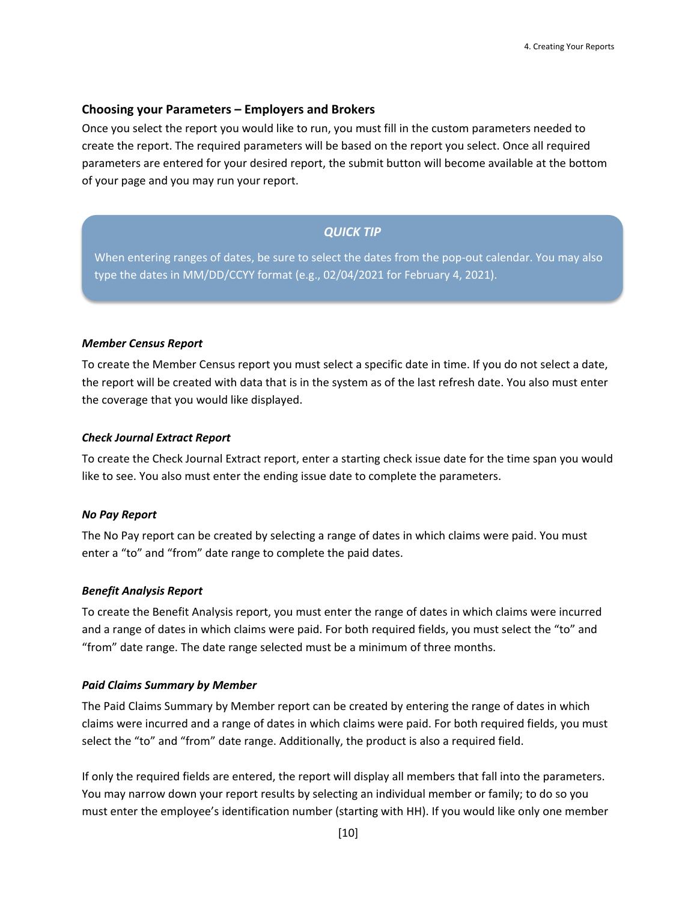### Choosing your Parameters – Employers and Brokers

Once you select the report you would like to run, you must fill in the custom parameters needed to create the report. The required parameters will be based on the report you select. Once all required parameters are entered for your desired report, the submit button will become available at the bottom of your page and you may run your report.

> ***QUICK TIP***
>
> When entering ranges of dates, be sure to select the dates from the pop-out calendar. You may also type the dates in MM/DD/CCYY format (e.g., 02/04/2021 for February 4, 2021).

***Member Census Report***

To create the Member Census report you must select a specific date in time. If you do not select a date, the report will be created with data that is in the system as of the last refresh date. You also must enter the coverage that you would like displayed.

***Check Journal Extract Report***

To create the Check Journal Extract report, enter a starting check issue date for the time span you would like to see. You also must enter the ending issue date to complete the parameters.

***No Pay Report***

The No Pay report can be created by selecting a range of dates in which claims were paid. You must enter a "to" and "from" date range to complete the paid dates.

***Benefit Analysis Report***

To create the Benefit Analysis report, you must enter the range of dates in which claims were incurred and a range of dates in which claims were paid. For both required fields, you must select the "to" and "from" date range. The date range selected must be a minimum of three months.

***Paid Claims Summary by Member***

The Paid Claims Summary by Member report can be created by entering the range of dates in which claims were incurred and a range of dates in which claims were paid. For both required fields, you must select the "to" and "from" date range. Additionally, the product is also a required field.

If only the required fields are entered, the report will display all members that fall into the parameters. You may narrow down your report results by selecting an individual member or family; to do so you must enter the employee's identification number (starting with HH). If you would like only one member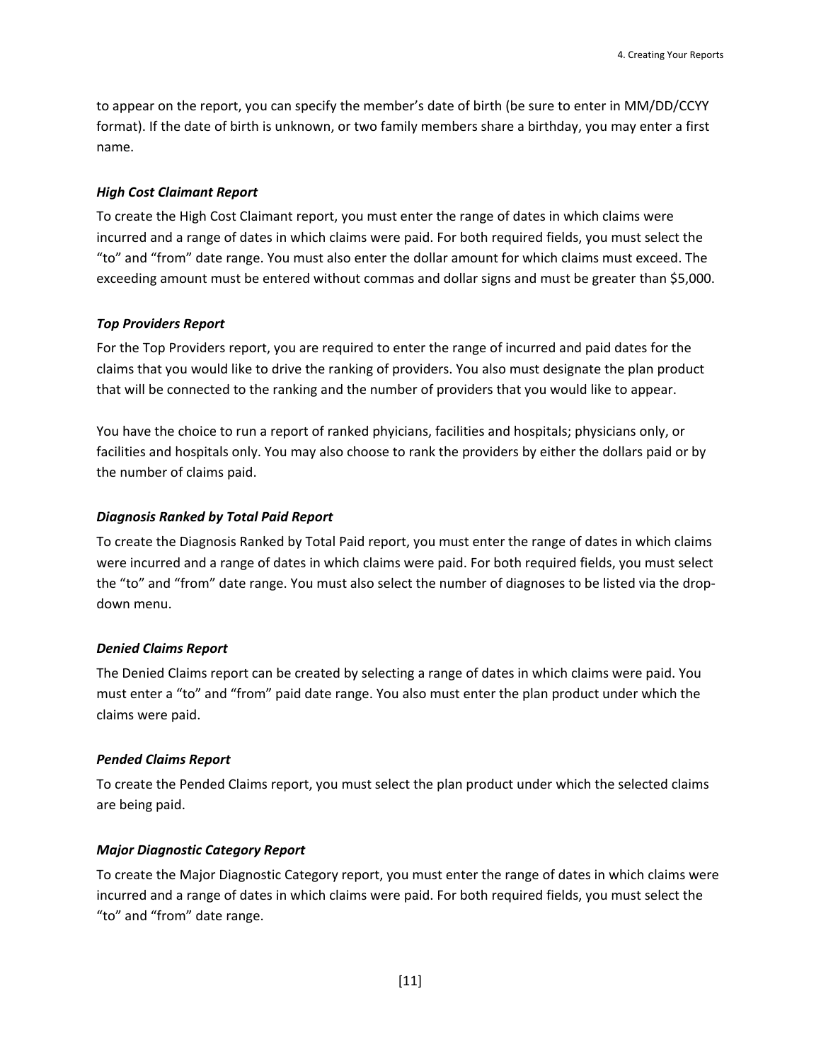to appear on the report, you can specify the member's date of birth (be sure to enter in MM/DD/CCYY format). If the date of birth is unknown, or two family members share a birthday, you may enter a first name.

***High Cost Claimant Report***

To create the High Cost Claimant report, you must enter the range of dates in which claims were incurred and a range of dates in which claims were paid. For both required fields, you must select the "to" and "from" date range. You must also enter the dollar amount for which claims must exceed. The exceeding amount must be entered without commas and dollar signs and must be greater than $5,000.

***Top Providers Report***

For the Top Providers report, you are required to enter the range of incurred and paid dates for the claims that you would like to drive the ranking of providers. You also must designate the plan product that will be connected to the ranking and the number of providers that you would like to appear.

You have the choice to run a report of ranked phyicians, facilities and hospitals; physicians only, or facilities and hospitals only. You may also choose to rank the providers by either the dollars paid or by the number of claims paid.

***Diagnosis Ranked by Total Paid Report***

To create the Diagnosis Ranked by Total Paid report, you must enter the range of dates in which claims were incurred and a range of dates in which claims were paid. For both required fields, you must select the "to" and "from" date range. You must also select the number of diagnoses to be listed via the drop-down menu.

***Denied Claims Report***

The Denied Claims report can be created by selecting a range of dates in which claims were paid. You must enter a "to" and "from" paid date range. You also must enter the plan product under which the claims were paid.

***Pended Claims Report***

To create the Pended Claims report, you must select the plan product under which the selected claims are being paid.

***Major Diagnostic Category Report***

To create the Major Diagnostic Category report, you must enter the range of dates in which claims were incurred and a range of dates in which claims were paid. For both required fields, you must select the "to" and "from" date range.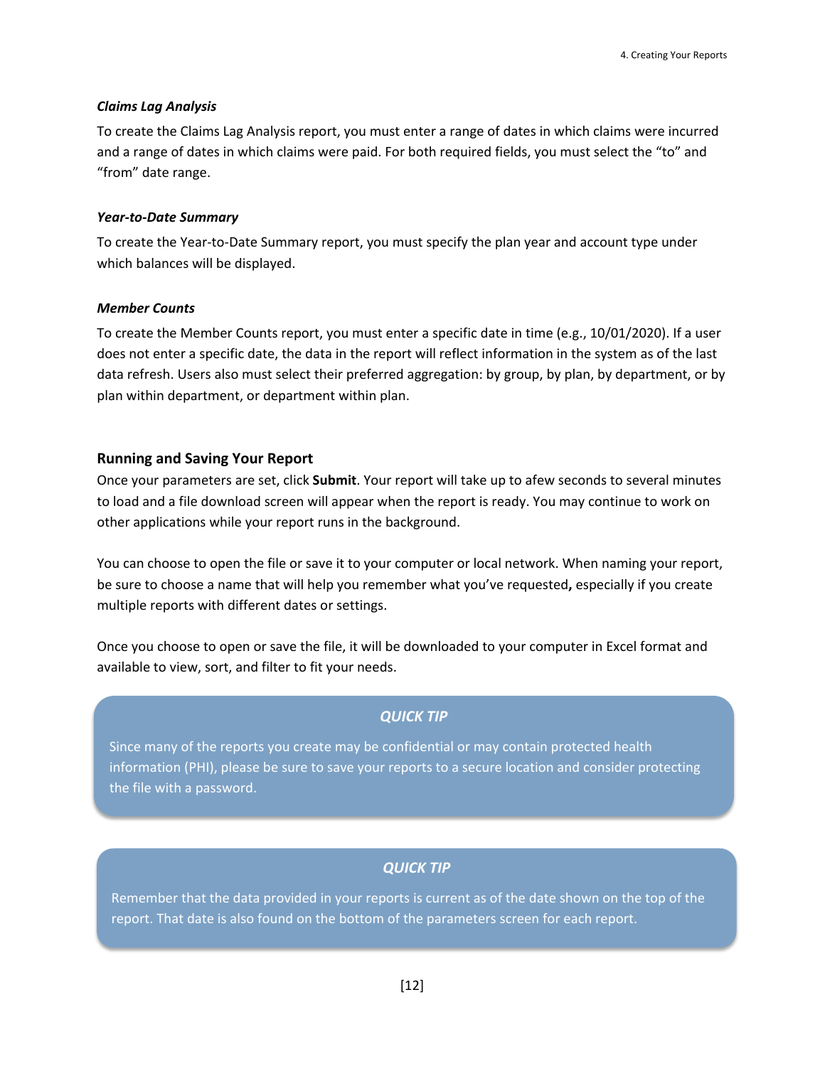***Claims Lag Analysis***

To create the Claims Lag Analysis report, you must enter a range of dates in which claims were incurred and a range of dates in which claims were paid. For both required fields, you must select the "to" and "from" date range.

***Year-to-Date Summary***

To create the Year-to-Date Summary report, you must specify the plan year and account type under which balances will be displayed.

***Member Counts***

To create the Member Counts report, you must enter a specific date in time (e.g., 10/01/2020). If a user does not enter a specific date, the data in the report will reflect information in the system as of the last data refresh. Users also must select their preferred aggregation: by group, by plan, by department, or by plan within department, or department within plan.

### Running and Saving Your Report

Once your parameters are set, click **Submit**. Your report will take up to afew seconds to several minutes to load and a file download screen will appear when the report is ready. You may continue to work on other applications while your report runs in the background.

You can choose to open the file or save it to your computer or local network. When naming your report, be sure to choose a name that will help you remember what you've requested**,** especially if you create multiple reports with different dates or settings.

Once you choose to open or save the file, it will be downloaded to your computer in Excel format and available to view, sort, and filter to fit your needs.

> ***QUICK TIP***
>
> Since many of the reports you create may be confidential or may contain protected health information (PHI), please be sure to save your reports to a secure location and consider protecting the file with a password.

> ***QUICK TIP***
>
> Remember that the data provided in your reports is current as of the date shown on the top of the report. That date is also found on the bottom of the parameters screen for each report.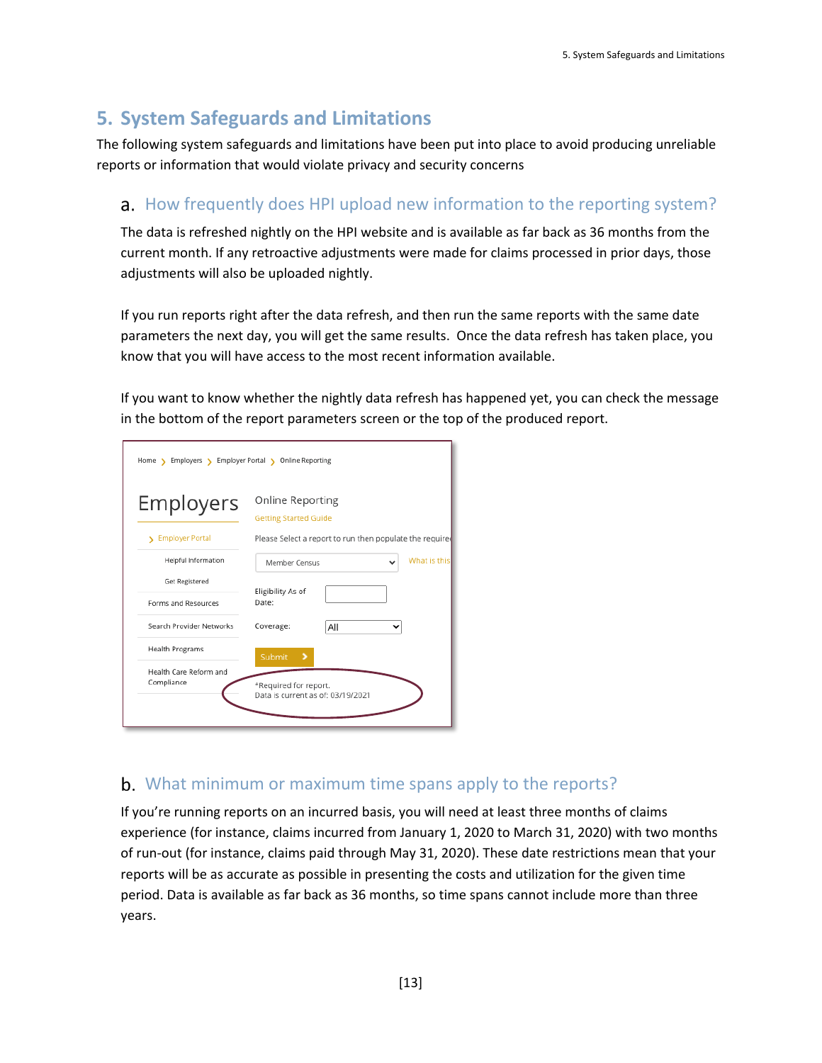## 5. System Safeguards and Limitations

The following system safeguards and limitations have been put into place to avoid producing unreliable reports or information that would violate privacy and security concerns

### a. How frequently does HPI upload new information to the reporting system?

The data is refreshed nightly on the HPI website and is available as far back as 36 months from the current month. If any retroactive adjustments were made for claims processed in prior days, those adjustments will also be uploaded nightly.

If you run reports right after the data refresh, and then run the same reports with the same date parameters the next day, you will get the same results. Once the data refresh has taken place, you know that you will have access to the most recent information available.

If you want to know whether the nightly data refresh has happened yet, you can check the message in the bottom of the report parameters screen or the top of the produced report.

### b. What minimum or maximum time spans apply to the reports?

If you're running reports on an incurred basis, you will need at least three months of claims experience (for instance, claims incurred from January 1, 2020 to March 31, 2020) with two months of run-out (for instance, claims paid through May 31, 2020). These date restrictions mean that your reports will be as accurate as possible in presenting the costs and utilization for the given time period. Data is available as far back as 36 months, so time spans cannot include more than three years.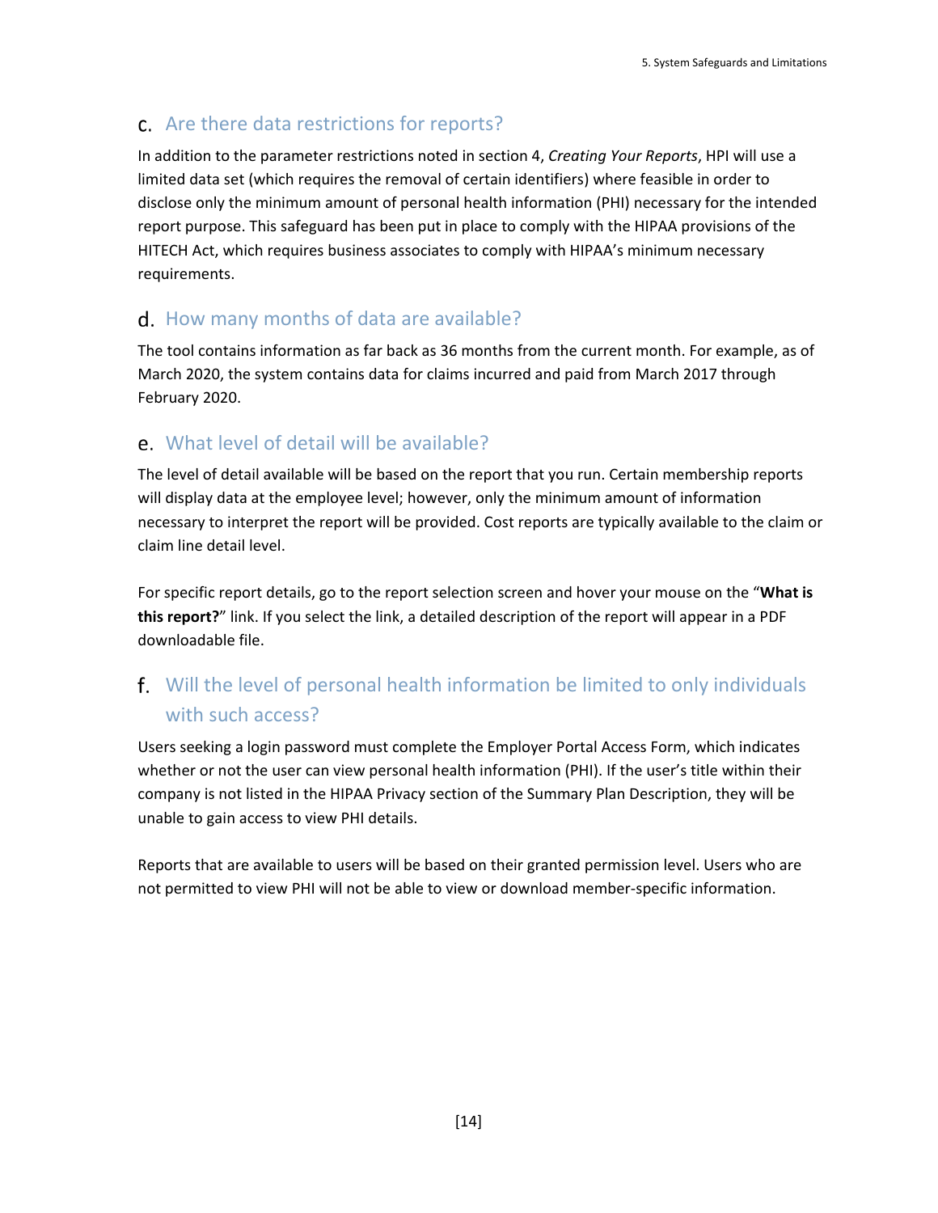## c. Are there data restrictions for reports?

In addition to the parameter restrictions noted in section 4, *Creating Your Reports*, HPI will use a limited data set (which requires the removal of certain identifiers) where feasible in order to disclose only the minimum amount of personal health information (PHI) necessary for the intended report purpose. This safeguard has been put in place to comply with the HIPAA provisions of the HITECH Act, which requires business associates to comply with HIPAA's minimum necessary requirements.

## d. How many months of data are available?

The tool contains information as far back as 36 months from the current month. For example, as of March 2020, the system contains data for claims incurred and paid from March 2017 through February 2020.

## e. What level of detail will be available?

The level of detail available will be based on the report that you run. Certain membership reports will display data at the employee level; however, only the minimum amount of information necessary to interpret the report will be provided. Cost reports are typically available to the claim or claim line detail level.

For specific report details, go to the report selection screen and hover your mouse on the "**What is this report?**" link. If you select the link, a detailed description of the report will appear in a PDF downloadable file.

## f. Will the level of personal health information be limited to only individuals with such access?

Users seeking a login password must complete the Employer Portal Access Form, which indicates whether or not the user can view personal health information (PHI). If the user's title within their company is not listed in the HIPAA Privacy section of the Summary Plan Description, they will be unable to gain access to view PHI details.

Reports that are available to users will be based on their granted permission level. Users who are not permitted to view PHI will not be able to view or download member-specific information.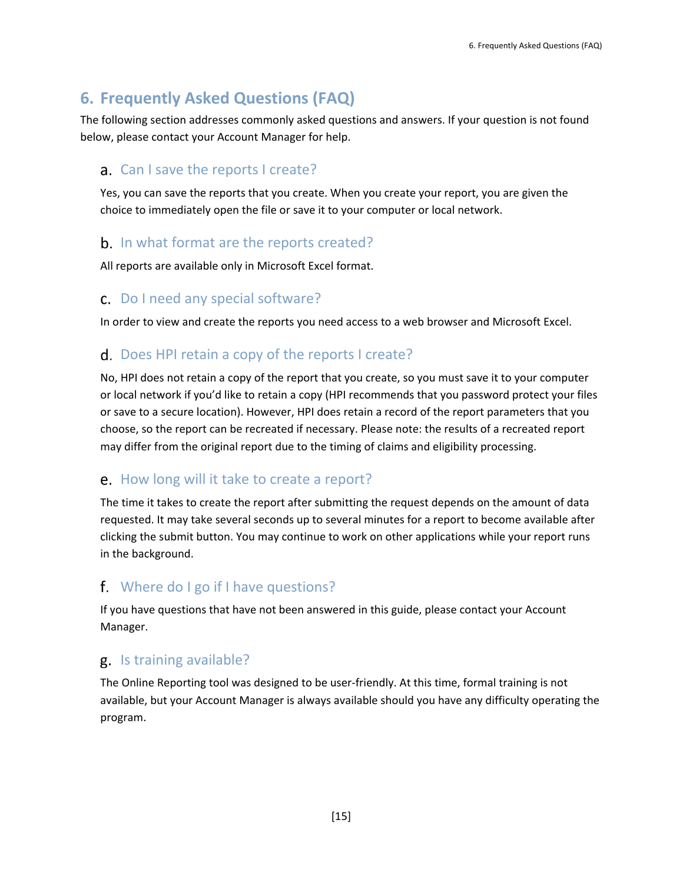# 6. Frequently Asked Questions (FAQ)

The following section addresses commonly asked questions and answers. If your question is not found below, please contact your Account Manager for help.

## a. Can I save the reports I create?

Yes, you can save the reports that you create. When you create your report, you are given the choice to immediately open the file or save it to your computer or local network.

## b. In what format are the reports created?

All reports are available only in Microsoft Excel format.

## c. Do I need any special software?

In order to view and create the reports you need access to a web browser and Microsoft Excel.

## d. Does HPI retain a copy of the reports I create?

No, HPI does not retain a copy of the report that you create, so you must save it to your computer or local network if you'd like to retain a copy (HPI recommends that you password protect your files or save to a secure location). However, HPI does retain a record of the report parameters that you choose, so the report can be recreated if necessary. Please note: the results of a recreated report may differ from the original report due to the timing of claims and eligibility processing.

## e. How long will it take to create a report?

The time it takes to create the report after submitting the request depends on the amount of data requested. It may take several seconds up to several minutes for a report to become available after clicking the submit button. You may continue to work on other applications while your report runs in the background.

## f. Where do I go if I have questions?

If you have questions that have not been answered in this guide, please contact your Account Manager.

## g. Is training available?

The Online Reporting tool was designed to be user-friendly. At this time, formal training is not available, but your Account Manager is always available should you have any difficulty operating the program.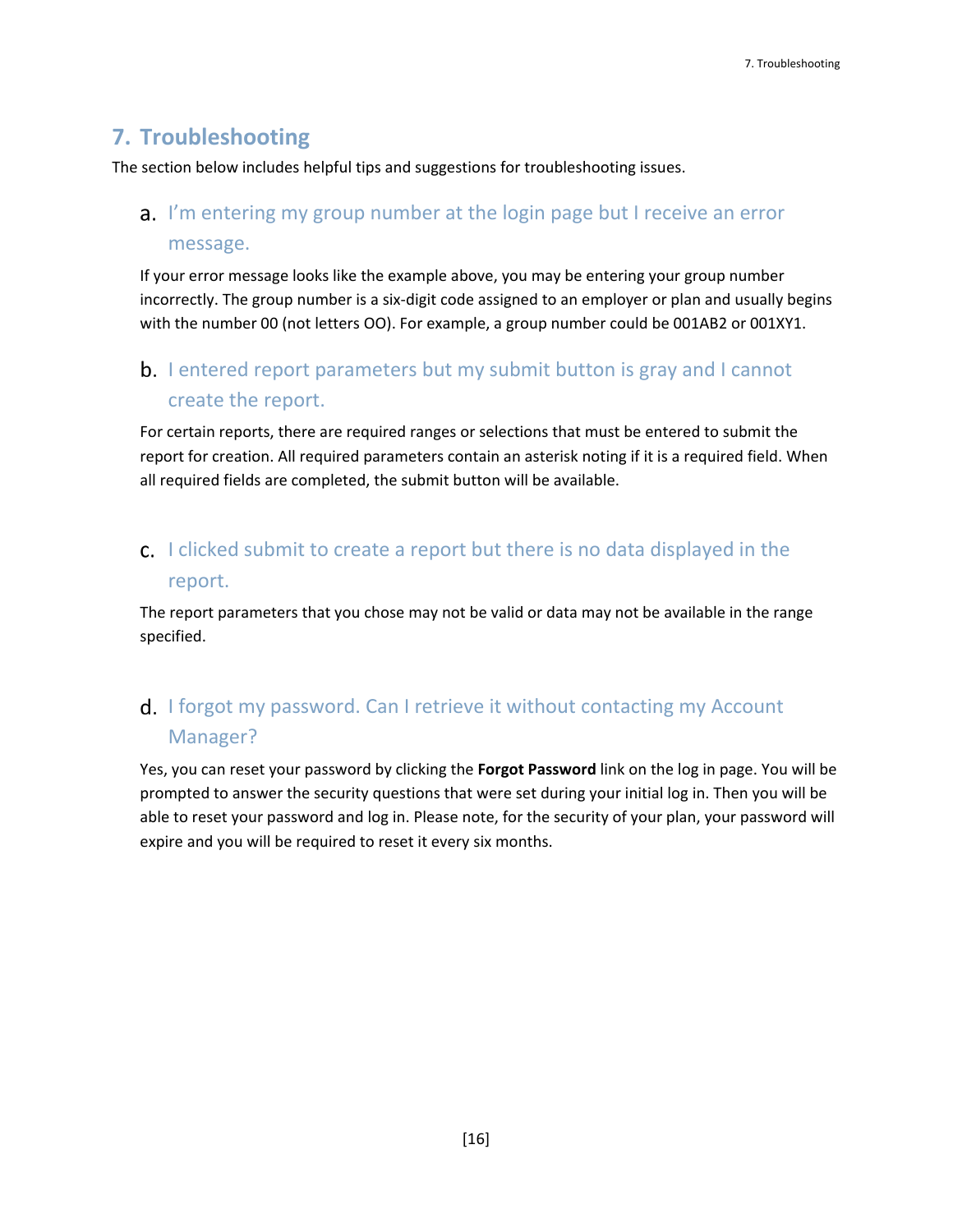## 7. Troubleshooting

The section below includes helpful tips and suggestions for troubleshooting issues.

### a. I'm entering my group number at the login page but I receive an error message.

If your error message looks like the example above, you may be entering your group number incorrectly. The group number is a six-digit code assigned to an employer or plan and usually begins with the number 00 (not letters OO). For example, a group number could be 001AB2 or 001XY1.

### b. I entered report parameters but my submit button is gray and I cannot create the report.

For certain reports, there are required ranges or selections that must be entered to submit the report for creation. All required parameters contain an asterisk noting if it is a required field. When all required fields are completed, the submit button will be available.

### c. I clicked submit to create a report but there is no data displayed in the report.

The report parameters that you chose may not be valid or data may not be available in the range specified.

### d. I forgot my password. Can I retrieve it without contacting my Account Manager?

Yes, you can reset your password by clicking the **Forgot Password** link on the log in page. You will be prompted to answer the security questions that were set during your initial log in. Then you will be able to reset your password and log in. Please note, for the security of your plan, your password will expire and you will be required to reset it every six months.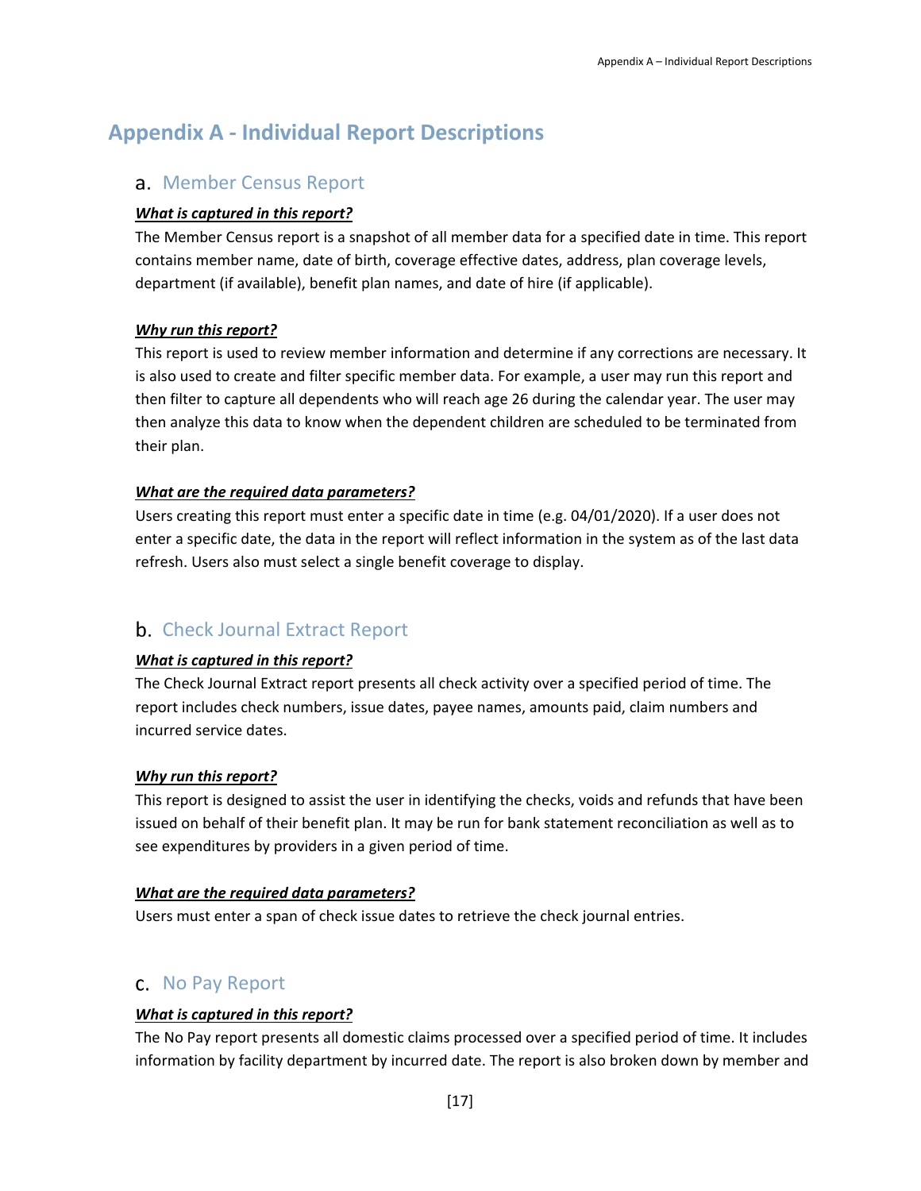# Appendix A - Individual Report Descriptions

## a. Member Census Report

***What is captured in this report?***

The Member Census report is a snapshot of all member data for a specified date in time. This report contains member name, date of birth, coverage effective dates, address, plan coverage levels, department (if available), benefit plan names, and date of hire (if applicable).

***Why run this report?***

This report is used to review member information and determine if any corrections are necessary. It is also used to create and filter specific member data. For example, a user may run this report and then filter to capture all dependents who will reach age 26 during the calendar year. The user may then analyze this data to know when the dependent children are scheduled to be terminated from their plan.

***What are the required data parameters?***

Users creating this report must enter a specific date in time (e.g. 04/01/2020). If a user does not enter a specific date, the data in the report will reflect information in the system as of the last data refresh. Users also must select a single benefit coverage to display.

## b. Check Journal Extract Report

***What is captured in this report?***

The Check Journal Extract report presents all check activity over a specified period of time. The report includes check numbers, issue dates, payee names, amounts paid, claim numbers and incurred service dates.

***Why run this report?***

This report is designed to assist the user in identifying the checks, voids and refunds that have been issued on behalf of their benefit plan. It may be run for bank statement reconciliation as well as to see expenditures by providers in a given period of time.

***What are the required data parameters?***

Users must enter a span of check issue dates to retrieve the check journal entries.

## c. No Pay Report

***What is captured in this report?***

The No Pay report presents all domestic claims processed over a specified period of time. It includes information by facility department by incurred date. The report is also broken down by member and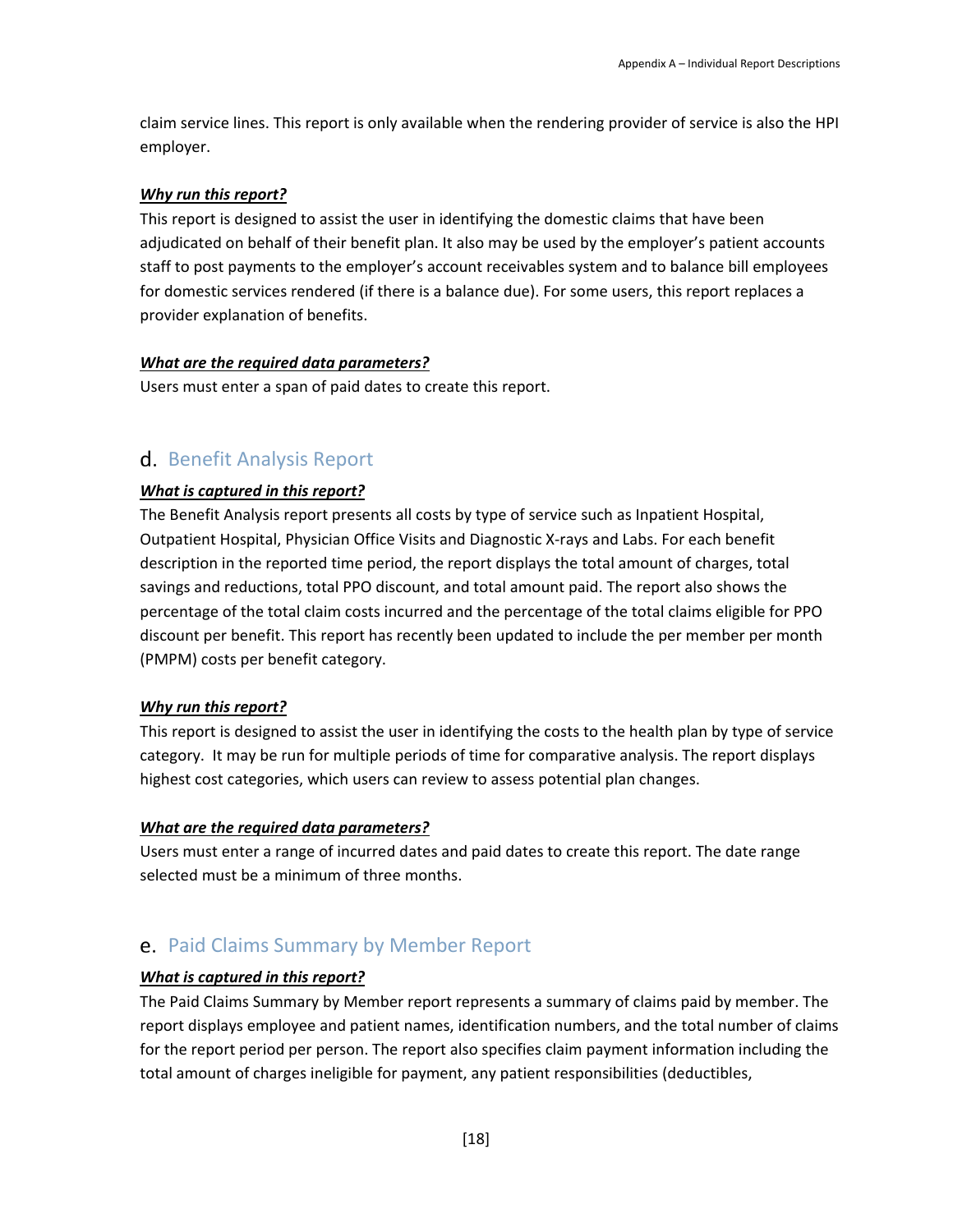claim service lines. This report is only available when the rendering provider of service is also the HPI employer.

***Why run this report?***

This report is designed to assist the user in identifying the domestic claims that have been adjudicated on behalf of their benefit plan. It also may be used by the employer's patient accounts staff to post payments to the employer's account receivables system and to balance bill employees for domestic services rendered (if there is a balance due). For some users, this report replaces a provider explanation of benefits.

***What are the required data parameters?***

Users must enter a span of paid dates to create this report.

## d. Benefit Analysis Report

***What is captured in this report?***

The Benefit Analysis report presents all costs by type of service such as Inpatient Hospital, Outpatient Hospital, Physician Office Visits and Diagnostic X-rays and Labs. For each benefit description in the reported time period, the report displays the total amount of charges, total savings and reductions, total PPO discount, and total amount paid. The report also shows the percentage of the total claim costs incurred and the percentage of the total claims eligible for PPO discount per benefit. This report has recently been updated to include the per member per month (PMPM) costs per benefit category.

***Why run this report?***

This report is designed to assist the user in identifying the costs to the health plan by type of service category. It may be run for multiple periods of time for comparative analysis. The report displays highest cost categories, which users can review to assess potential plan changes.

***What are the required data parameters?***

Users must enter a range of incurred dates and paid dates to create this report. The date range selected must be a minimum of three months.

## e. Paid Claims Summary by Member Report

***What is captured in this report?***

The Paid Claims Summary by Member report represents a summary of claims paid by member. The report displays employee and patient names, identification numbers, and the total number of claims for the report period per person. The report also specifies claim payment information including the total amount of charges ineligible for payment, any patient responsibilities (deductibles,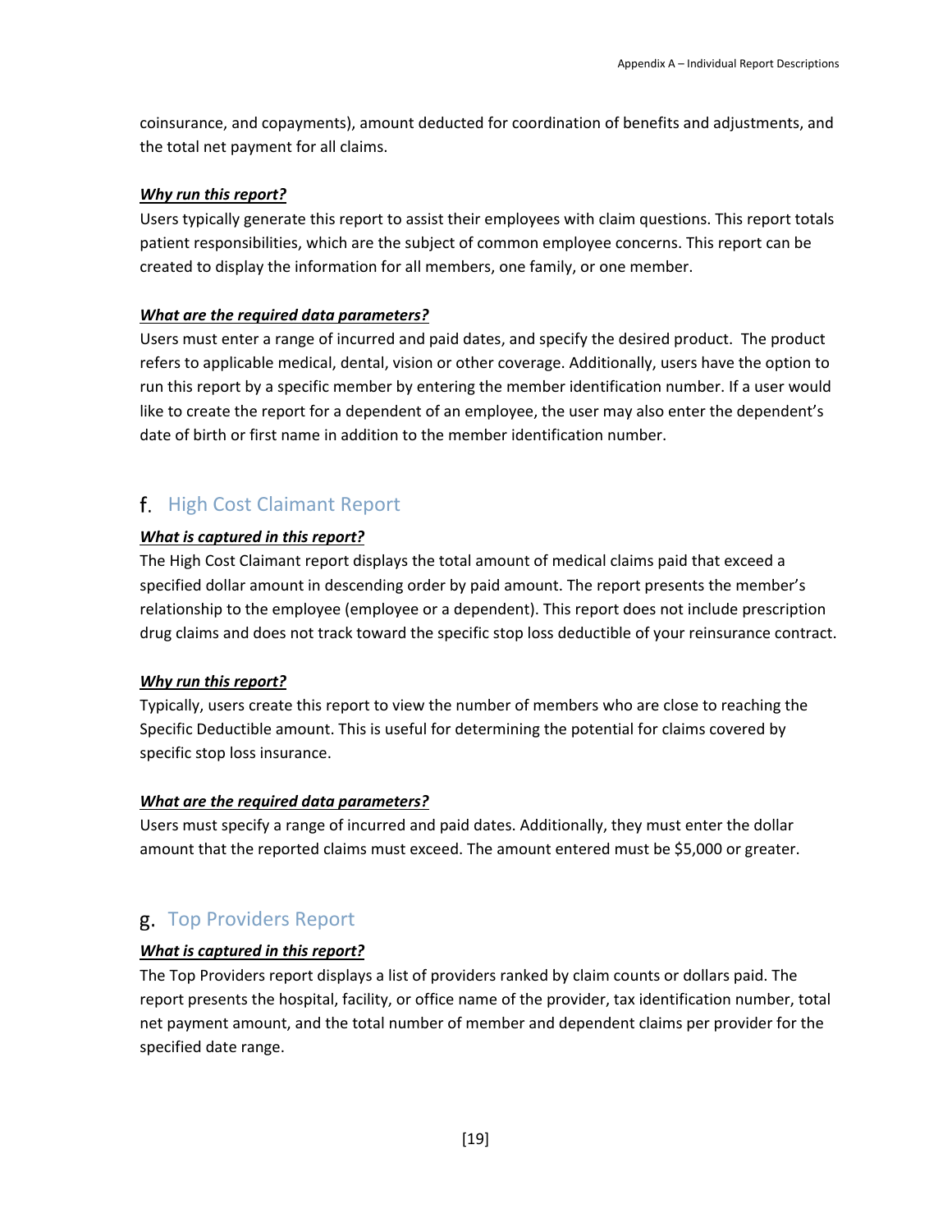coinsurance, and copayments), amount deducted for coordination of benefits and adjustments, and the total net payment for all claims.

***Why run this report?***

Users typically generate this report to assist their employees with claim questions. This report totals patient responsibilities, which are the subject of common employee concerns. This report can be created to display the information for all members, one family, or one member.

***What are the required data parameters?***

Users must enter a range of incurred and paid dates, and specify the desired product. The product refers to applicable medical, dental, vision or other coverage. Additionally, users have the option to run this report by a specific member by entering the member identification number. If a user would like to create the report for a dependent of an employee, the user may also enter the dependent's date of birth or first name in addition to the member identification number.

## f. High Cost Claimant Report

***What is captured in this report?***

The High Cost Claimant report displays the total amount of medical claims paid that exceed a specified dollar amount in descending order by paid amount. The report presents the member's relationship to the employee (employee or a dependent). This report does not include prescription drug claims and does not track toward the specific stop loss deductible of your reinsurance contract.

***Why run this report?***

Typically, users create this report to view the number of members who are close to reaching the Specific Deductible amount. This is useful for determining the potential for claims covered by specific stop loss insurance.

***What are the required data parameters?***

Users must specify a range of incurred and paid dates. Additionally, they must enter the dollar amount that the reported claims must exceed. The amount entered must be $5,000 or greater.

## g. Top Providers Report

***What is captured in this report?***

The Top Providers report displays a list of providers ranked by claim counts or dollars paid. The report presents the hospital, facility, or office name of the provider, tax identification number, total net payment amount, and the total number of member and dependent claims per provider for the specified date range.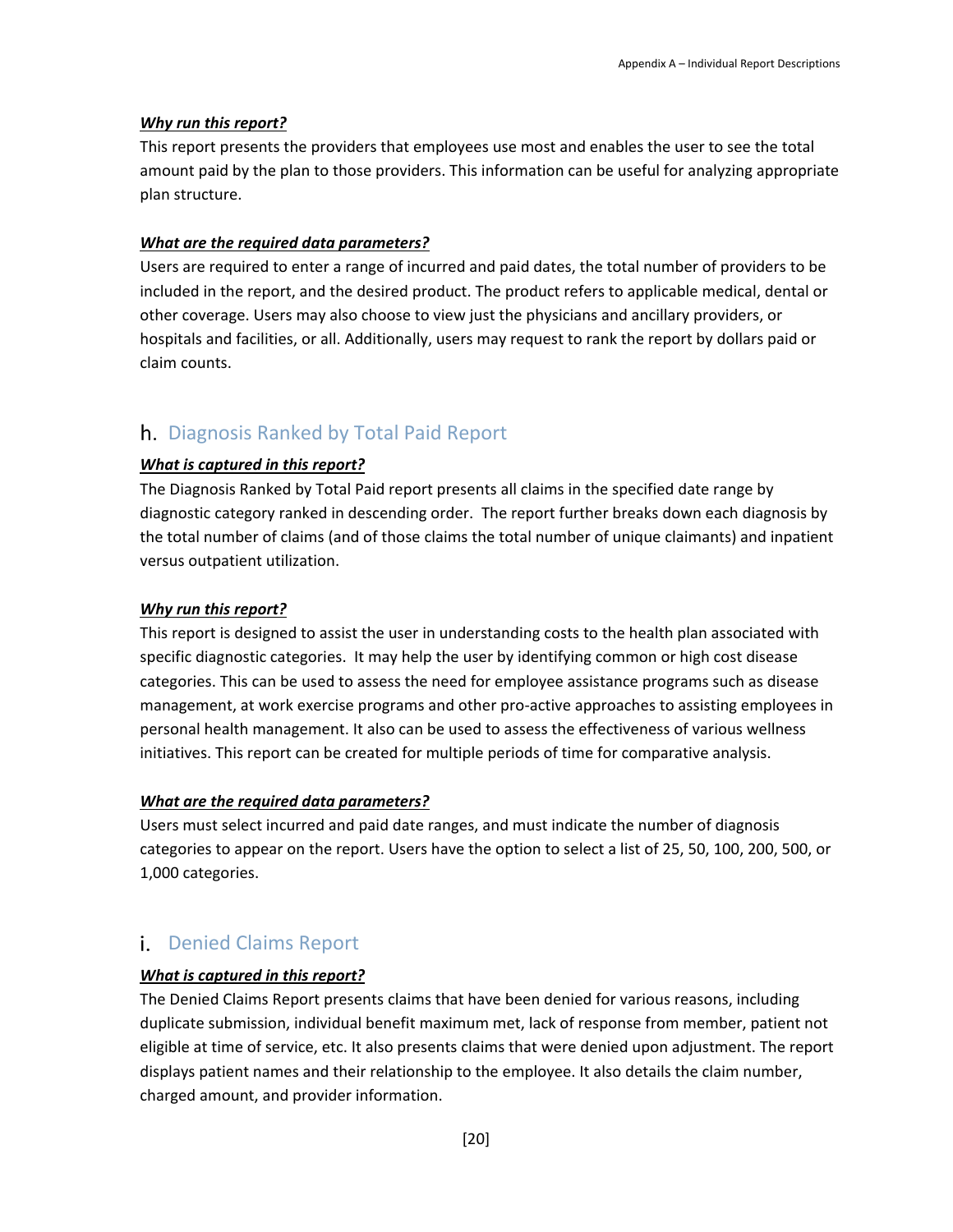***Why run this report?***

This report presents the providers that employees use most and enables the user to see the total amount paid by the plan to those providers. This information can be useful for analyzing appropriate plan structure.

***What are the required data parameters?***

Users are required to enter a range of incurred and paid dates, the total number of providers to be included in the report, and the desired product. The product refers to applicable medical, dental or other coverage. Users may also choose to view just the physicians and ancillary providers, or hospitals and facilities, or all. Additionally, users may request to rank the report by dollars paid or claim counts.

## h. Diagnosis Ranked by Total Paid Report

***What is captured in this report?***

The Diagnosis Ranked by Total Paid report presents all claims in the specified date range by diagnostic category ranked in descending order. The report further breaks down each diagnosis by the total number of claims (and of those claims the total number of unique claimants) and inpatient versus outpatient utilization.

***Why run this report?***

This report is designed to assist the user in understanding costs to the health plan associated with specific diagnostic categories. It may help the user by identifying common or high cost disease categories. This can be used to assess the need for employee assistance programs such as disease management, at work exercise programs and other pro-active approaches to assisting employees in personal health management. It also can be used to assess the effectiveness of various wellness initiatives. This report can be created for multiple periods of time for comparative analysis.

***What are the required data parameters?***

Users must select incurred and paid date ranges, and must indicate the number of diagnosis categories to appear on the report. Users have the option to select a list of 25, 50, 100, 200, 500, or 1,000 categories.

## i. Denied Claims Report

***What is captured in this report?***

The Denied Claims Report presents claims that have been denied for various reasons, including duplicate submission, individual benefit maximum met, lack of response from member, patient not eligible at time of service, etc. It also presents claims that were denied upon adjustment. The report displays patient names and their relationship to the employee. It also details the claim number, charged amount, and provider information.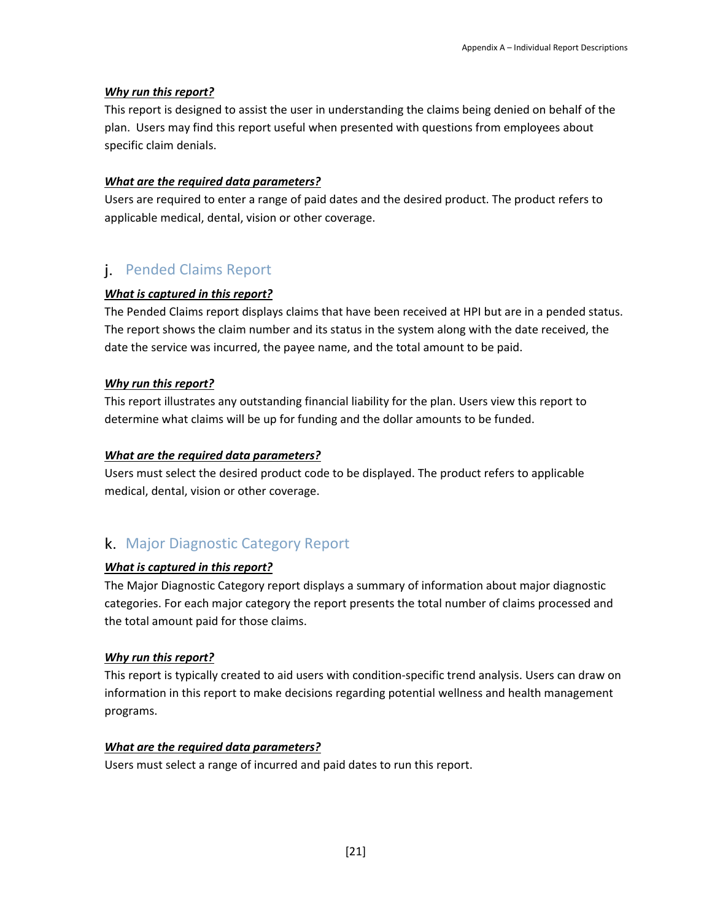***Why run this report?***

This report is designed to assist the user in understanding the claims being denied on behalf of the plan. Users may find this report useful when presented with questions from employees about specific claim denials.

***What are the required data parameters?***

Users are required to enter a range of paid dates and the desired product. The product refers to applicable medical, dental, vision or other coverage.

## j. Pended Claims Report

***What is captured in this report?***

The Pended Claims report displays claims that have been received at HPI but are in a pended status. The report shows the claim number and its status in the system along with the date received, the date the service was incurred, the payee name, and the total amount to be paid.

***Why run this report?***

This report illustrates any outstanding financial liability for the plan. Users view this report to determine what claims will be up for funding and the dollar amounts to be funded.

***What are the required data parameters?***

Users must select the desired product code to be displayed. The product refers to applicable medical, dental, vision or other coverage.

## k. Major Diagnostic Category Report

***What is captured in this report?***

The Major Diagnostic Category report displays a summary of information about major diagnostic categories. For each major category the report presents the total number of claims processed and the total amount paid for those claims.

***Why run this report?***

This report is typically created to aid users with condition-specific trend analysis. Users can draw on information in this report to make decisions regarding potential wellness and health management programs.

***What are the required data parameters?***

Users must select a range of incurred and paid dates to run this report.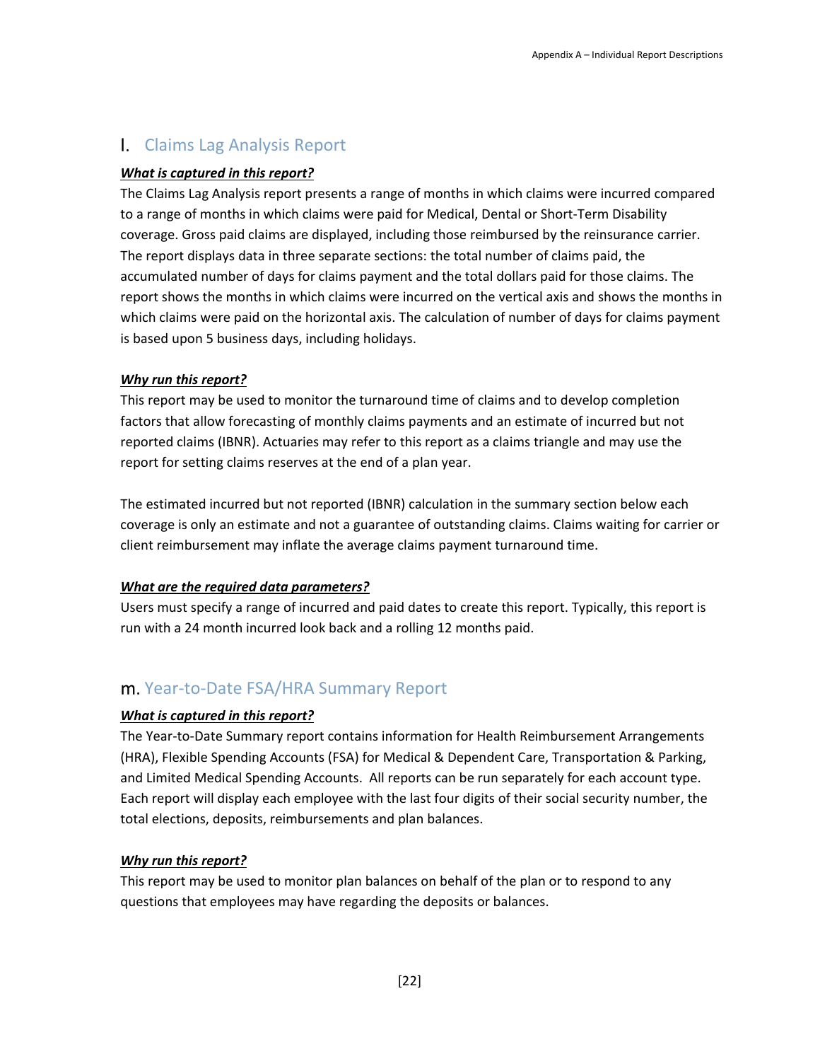## l. Claims Lag Analysis Report

***What is captured in this report?***

The Claims Lag Analysis report presents a range of months in which claims were incurred compared to a range of months in which claims were paid for Medical, Dental or Short-Term Disability coverage. Gross paid claims are displayed, including those reimbursed by the reinsurance carrier. The report displays data in three separate sections: the total number of claims paid, the accumulated number of days for claims payment and the total dollars paid for those claims. The report shows the months in which claims were incurred on the vertical axis and shows the months in which claims were paid on the horizontal axis. The calculation of number of days for claims payment is based upon 5 business days, including holidays.

***Why run this report?***

This report may be used to monitor the turnaround time of claims and to develop completion factors that allow forecasting of monthly claims payments and an estimate of incurred but not reported claims (IBNR). Actuaries may refer to this report as a claims triangle and may use the report for setting claims reserves at the end of a plan year.

The estimated incurred but not reported (IBNR) calculation in the summary section below each coverage is only an estimate and not a guarantee of outstanding claims. Claims waiting for carrier or client reimbursement may inflate the average claims payment turnaround time.

***What are the required data parameters?***

Users must specify a range of incurred and paid dates to create this report. Typically, this report is run with a 24 month incurred look back and a rolling 12 months paid.

## m. Year-to-Date FSA/HRA Summary Report

***What is captured in this report?***

The Year-to-Date Summary report contains information for Health Reimbursement Arrangements (HRA), Flexible Spending Accounts (FSA) for Medical & Dependent Care, Transportation & Parking, and Limited Medical Spending Accounts. All reports can be run separately for each account type. Each report will display each employee with the last four digits of their social security number, the total elections, deposits, reimbursements and plan balances.

***Why run this report?***

This report may be used to monitor plan balances on behalf of the plan or to respond to any questions that employees may have regarding the deposits or balances.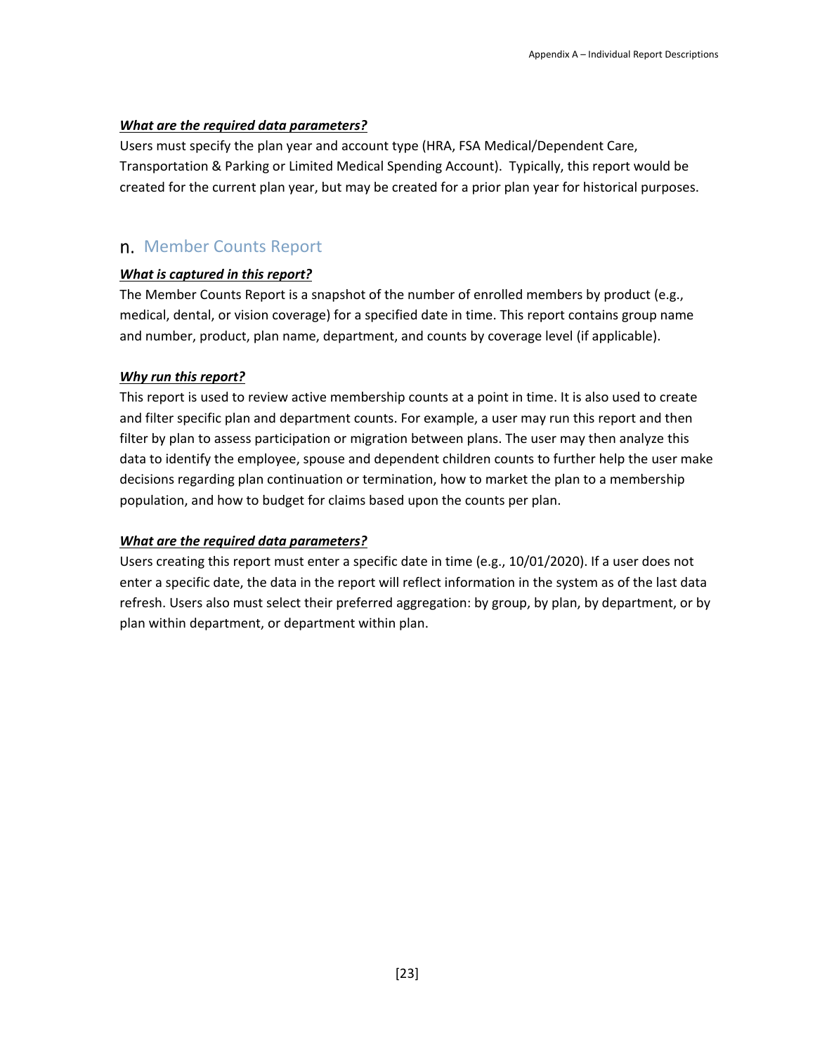***What are the required data parameters?***

Users must specify the plan year and account type (HRA, FSA Medical/Dependent Care, Transportation & Parking or Limited Medical Spending Account). Typically, this report would be created for the current plan year, but may be created for a prior plan year for historical purposes.

## n. Member Counts Report

***What is captured in this report?***

The Member Counts Report is a snapshot of the number of enrolled members by product (e.g., medical, dental, or vision coverage) for a specified date in time. This report contains group name and number, product, plan name, department, and counts by coverage level (if applicable).

***Why run this report?***

This report is used to review active membership counts at a point in time. It is also used to create and filter specific plan and department counts. For example, a user may run this report and then filter by plan to assess participation or migration between plans. The user may then analyze this data to identify the employee, spouse and dependent children counts to further help the user make decisions regarding plan continuation or termination, how to market the plan to a membership population, and how to budget for claims based upon the counts per plan.

***What are the required data parameters?***

Users creating this report must enter a specific date in time (e.g., 10/01/2020). If a user does not enter a specific date, the data in the report will reflect information in the system as of the last data refresh. Users also must select their preferred aggregation: by group, by plan, by department, or by plan within department, or department within plan.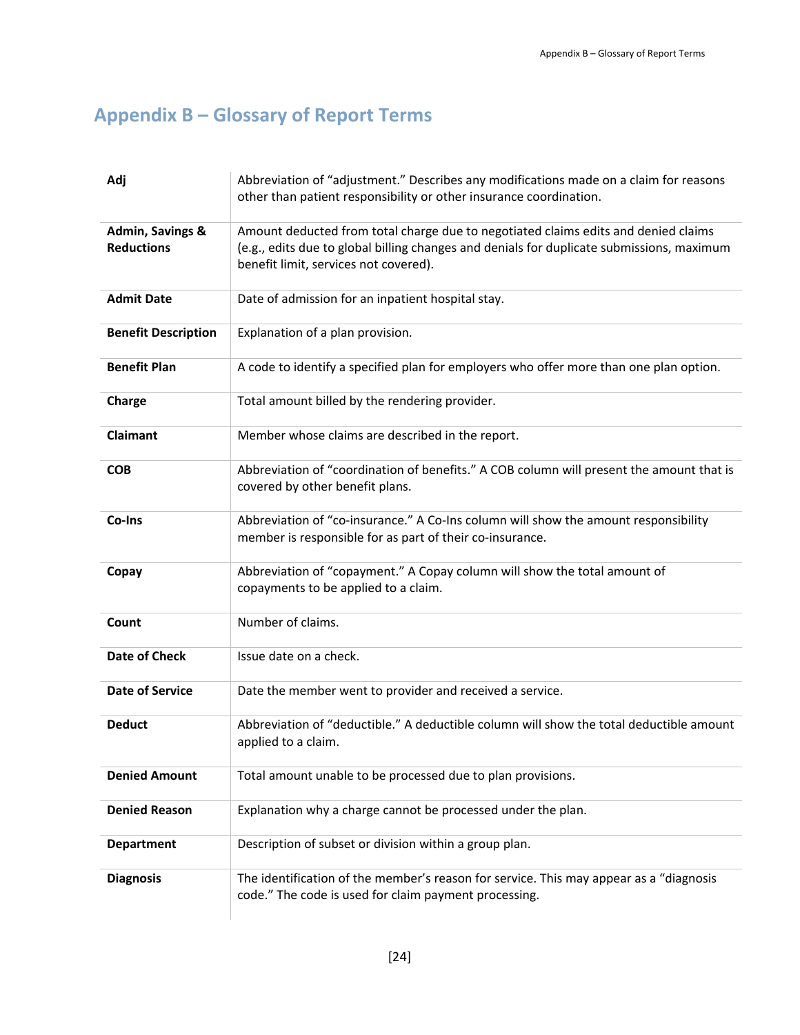# Appendix B – Glossary of Report Terms

| | |
|---|---|
| **Adj** | Abbreviation of "adjustment." Describes any modifications made on a claim for reasons other than patient responsibility or other insurance coordination. |
| **Admin, Savings & Reductions** | Amount deducted from total charge due to negotiated claims edits and denied claims (e.g., edits due to global billing changes and denials for duplicate submissions, maximum benefit limit, services not covered). |
| **Admit Date** | Date of admission for an inpatient hospital stay. |
| **Benefit Description** | Explanation of a plan provision. |
| **Benefit Plan** | A code to identify a specified plan for employers who offer more than one plan option. |
| **Charge** | Total amount billed by the rendering provider. |
| **Claimant** | Member whose claims are described in the report. |
| **COB** | Abbreviation of "coordination of benefits." A COB column will present the amount that is covered by other benefit plans. |
| **Co-Ins** | Abbreviation of "co-insurance." A Co-Ins column will show the amount responsibility member is responsible for as part of their co-insurance. |
| **Copay** | Abbreviation of "copayment." A Copay column will show the total amount of copayments to be applied to a claim. |
| **Count** | Number of claims. |
| **Date of Check** | Issue date on a check. |
| **Date of Service** | Date the member went to provider and received a service. |
| **Deduct** | Abbreviation of "deductible." A deductible column will show the total deductible amount applied to a claim. |
| **Denied Amount** | Total amount unable to be processed due to plan provisions. |
| **Denied Reason** | Explanation why a charge cannot be processed under the plan. |
| **Department** | Description of subset or division within a group plan. |
| **Diagnosis** | The identification of the member's reason for service. This may appear as a "diagnosis code." The code is used for claim payment processing. |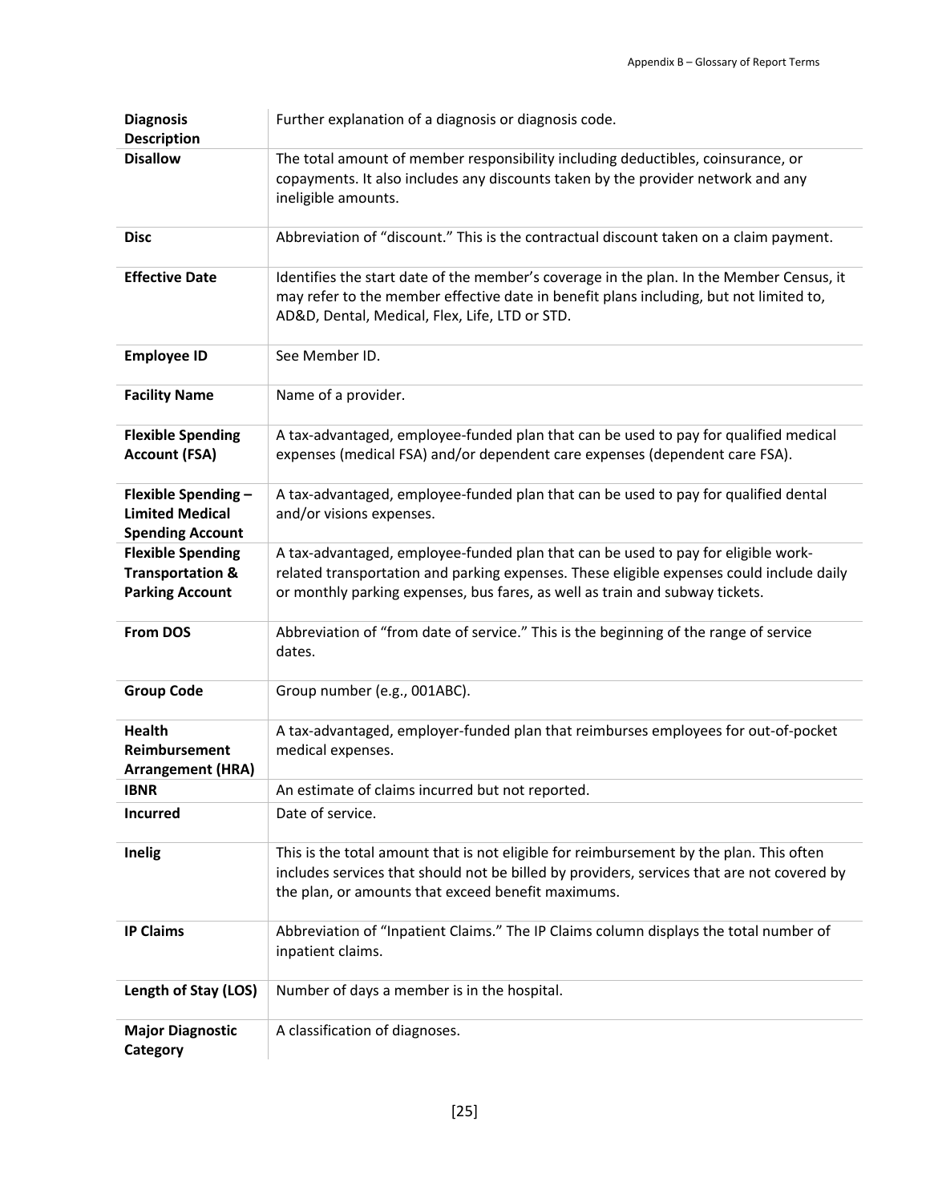| | |
|---|---|
| **Diagnosis Description** | Further explanation of a diagnosis or diagnosis code. |
| **Disallow** | The total amount of member responsibility including deductibles, coinsurance, or copayments. It also includes any discounts taken by the provider network and any ineligible amounts. |
| **Disc** | Abbreviation of "discount." This is the contractual discount taken on a claim payment. |
| **Effective Date** | Identifies the start date of the member's coverage in the plan. In the Member Census, it may refer to the member effective date in benefit plans including, but not limited to, AD&D, Dental, Medical, Flex, Life, LTD or STD. |
| **Employee ID** | See Member ID. |
| **Facility Name** | Name of a provider. |
| **Flexible Spending Account (FSA)** | A tax-advantaged, employee-funded plan that can be used to pay for qualified medical expenses (medical FSA) and/or dependent care expenses (dependent care FSA). |
| **Flexible Spending – Limited Medical Spending Account** | A tax-advantaged, employee-funded plan that can be used to pay for qualified dental and/or visions expenses. |
| **Flexible Spending Transportation & Parking Account** | A tax-advantaged, employee-funded plan that can be used to pay for eligible work-related transportation and parking expenses. These eligible expenses could include daily or monthly parking expenses, bus fares, as well as train and subway tickets. |
| **From DOS** | Abbreviation of "from date of service." This is the beginning of the range of service dates. |
| **Group Code** | Group number (e.g., 001ABC). |
| **Health Reimbursement Arrangement (HRA)** | A tax-advantaged, employer-funded plan that reimburses employees for out-of-pocket medical expenses. |
| **IBNR** | An estimate of claims incurred but not reported. |
| **Incurred** | Date of service. |
| **Inelig** | This is the total amount that is not eligible for reimbursement by the plan. This often includes services that should not be billed by providers, services that are not covered by the plan, or amounts that exceed benefit maximums. |
| **IP Claims** | Abbreviation of "Inpatient Claims." The IP Claims column displays the total number of inpatient claims. |
| **Length of Stay (LOS)** | Number of days a member is in the hospital. |
| **Major Diagnostic Category** | A classification of diagnoses. |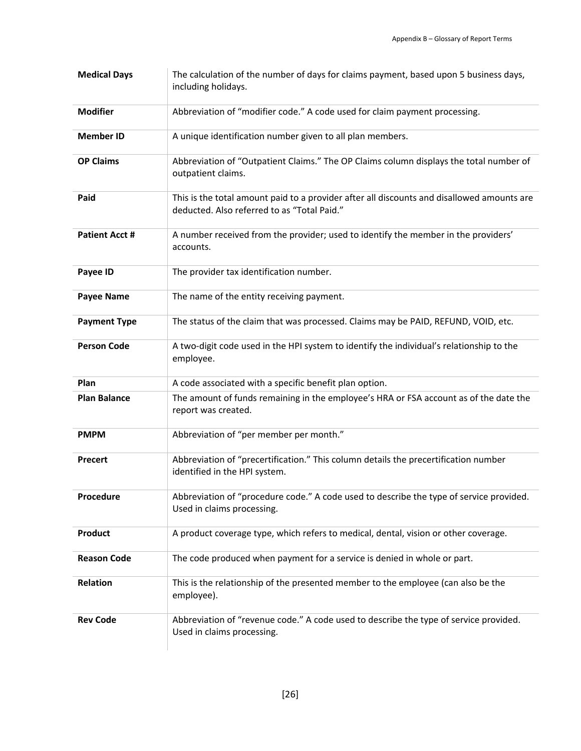| | |
|---|---|
| **Medical Days** | The calculation of the number of days for claims payment, based upon 5 business days, including holidays. |
| **Modifier** | Abbreviation of "modifier code." A code used for claim payment processing. |
| **Member ID** | A unique identification number given to all plan members. |
| **OP Claims** | Abbreviation of "Outpatient Claims." The OP Claims column displays the total number of outpatient claims. |
| **Paid** | This is the total amount paid to a provider after all discounts and disallowed amounts are deducted. Also referred to as "Total Paid." |
| **Patient Acct #** | A number received from the provider; used to identify the member in the providers' accounts. |
| **Payee ID** | The provider tax identification number. |
| **Payee Name** | The name of the entity receiving payment. |
| **Payment Type** | The status of the claim that was processed. Claims may be PAID, REFUND, VOID, etc. |
| **Person Code** | A two-digit code used in the HPI system to identify the individual's relationship to the employee. |
| **Plan** | A code associated with a specific benefit plan option. |
| **Plan Balance** | The amount of funds remaining in the employee's HRA or FSA account as of the date the report was created. |
| **PMPM** | Abbreviation of "per member per month." |
| **Precert** | Abbreviation of "precertification." This column details the precertification number identified in the HPI system. |
| **Procedure** | Abbreviation of "procedure code." A code used to describe the type of service provided. Used in claims processing. |
| **Product** | A product coverage type, which refers to medical, dental, vision or other coverage. |
| **Reason Code** | The code produced when payment for a service is denied in whole or part. |
| **Relation** | This is the relationship of the presented member to the employee (can also be the employee). |
| **Rev Code** | Abbreviation of "revenue code." A code used to describe the type of service provided. Used in claims processing. |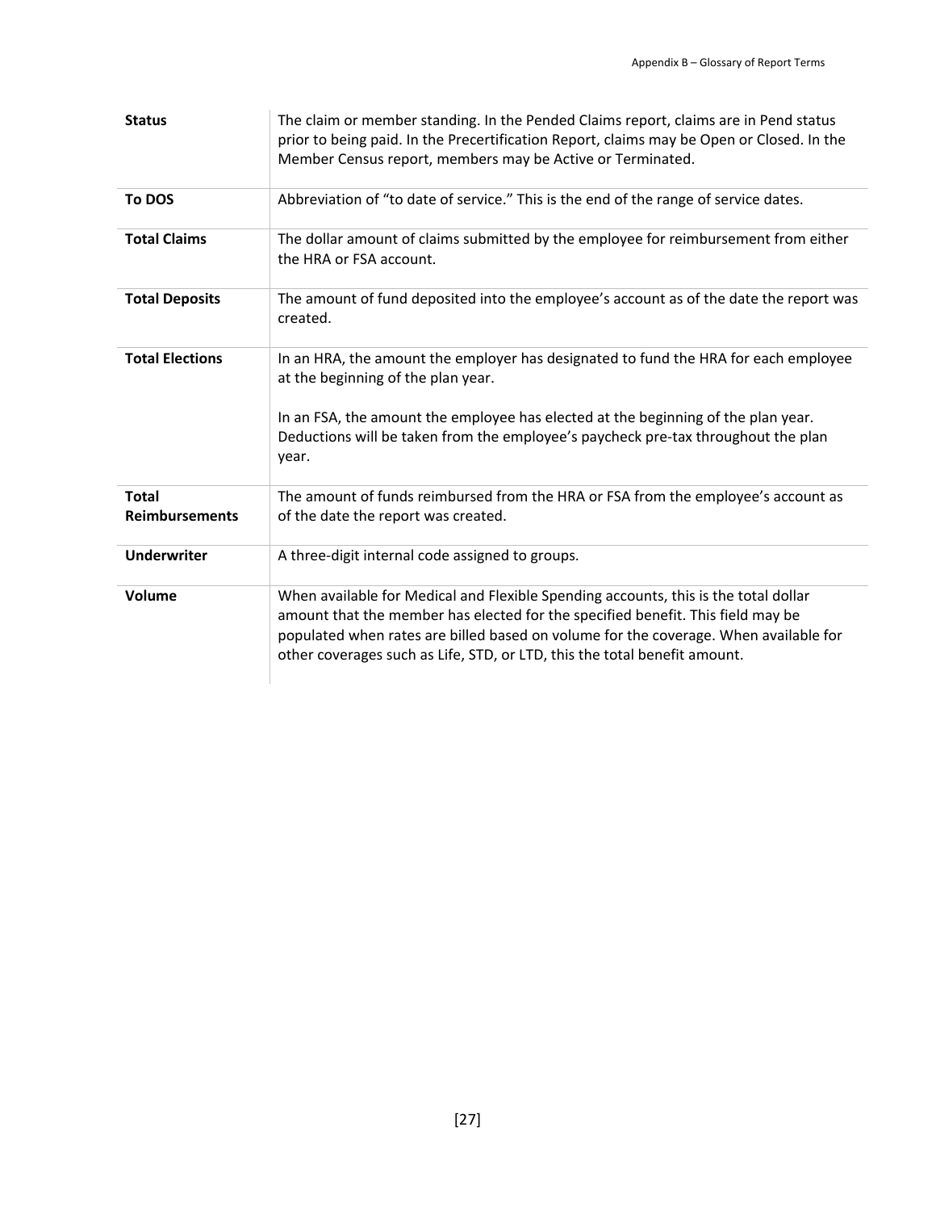| | |
|---|---|
| **Status** | The claim or member standing. In the Pended Claims report, claims are in Pend status prior to being paid. In the Precertification Report, claims may be Open or Closed. In the Member Census report, members may be Active or Terminated. |
| **To DOS** | Abbreviation of "to date of service." This is the end of the range of service dates. |
| **Total Claims** | The dollar amount of claims submitted by the employee for reimbursement from either the HRA or FSA account. |
| **Total Deposits** | The amount of fund deposited into the employee's account as of the date the report was created. |
| **Total Elections** | In an HRA, the amount the employer has designated to fund the HRA for each employee at the beginning of the plan year.<br><br>In an FSA, the amount the employee has elected at the beginning of the plan year. Deductions will be taken from the employee's paycheck pre-tax throughout the plan year. |
| **Total Reimbursements** | The amount of funds reimbursed from the HRA or FSA from the employee's account as of the date the report was created. |
| **Underwriter** | A three-digit internal code assigned to groups. |
| **Volume** | When available for Medical and Flexible Spending accounts, this is the total dollar amount that the member has elected for the specified benefit. This field may be populated when rates are billed based on volume for the coverage. When available for other coverages such as Life, STD, or LTD, this the total benefit amount. |